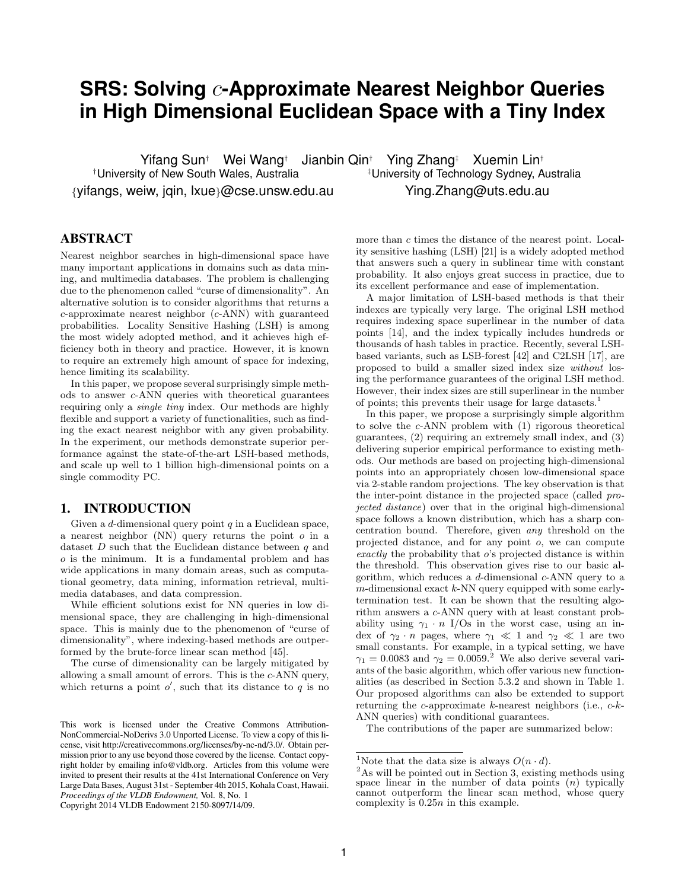# SRS: Solving $c$-Approximate Nearest Neighbor Queries in High Dimensional Euclidean Space with a Tiny Index

Yifang Sun[†] Wei Wang[†] Jianbin Qin[†] Ying Zhang[‡] Xuemin Lin[†]

[†]University of New South Wales, Australia [‡]University of Technology Sydney, Australia

{yifangs, weiw, jqin, lxue}@cse.unsw.edu.au Ying.Zhang@uts.edu.au

## ABSTRACT

Nearest neighbor searches in high-dimensional space have many important applications in domains such as data mining, and multimedia databases. The problem is challenging due to the phenomenon called "curse of dimensionality". An alternative solution is to consider algorithms that returns a $c$-approximate nearest neighbor ($c$-ANN) with guaranteed probabilities. Locality Sensitive Hashing (LSH) is among the most widely adopted method, and it achieves high efficiency both in theory and practice. However, it is known to require an extremely high amount of space for indexing, hence limiting its scalability.

In this paper, we propose several surprisingly simple methods to answer $c$-ANN queries with theoretical guarantees requiring only a *single tiny* index. Our methods are highly flexible and support a variety of functionalities, such as finding the exact nearest neighbor with any given probability. In the experiment, our methods demonstrate superior performance against the state-of-the-art LSH-based methods, and scale up well to 1 billion high-dimensional points on a single commodity PC.

## 1. INTRODUCTION

Given a $d$-dimensional query point $q$ in a Euclidean space, a nearest neighbor (NN) query returns the point $o$ in a dataset $D$ such that the Euclidean distance between $q$ and $o$ is the minimum. It is a fundamental problem and has wide applications in many domain areas, such as computational geometry, data mining, information retrieval, multimedia databases, and data compression.

While efficient solutions exist for NN queries in low dimensional space, they are challenging in high-dimensional space. This is mainly due to the phenomenon of "curse of dimensionality", where indexing-based methods are outperformed by the brute-force linear scan method [45].

The curse of dimensionality can be largely mitigated by allowing a small amount of errors. This is the $c$-ANN query, which returns a point $o'$, such that its distance to $q$ is no more than $c$ times the distance of the nearest point. Locality sensitive hashing (LSH) [21] is a widely adopted method that answers such a query in sublinear time with constant probability. It also enjoys great success in practice, due to its excellent performance and ease of implementation.

A major limitation of LSH-based methods is that their indexes are typically very large. The original LSH method requires indexing space superlinear in the number of data points [14], and the index typically includes hundreds or thousands of hash tables in practice. Recently, several LSH-based variants, such as LSB-forest [42] and C2LSH [17], are proposed to build a smaller sized index size *without* losing the performance guarantees of the original LSH method. However, their index sizes are still superlinear in the number of points; this prevents their usage for large datasets.[1]

In this paper, we propose a surprisingly simple algorithm to solve the $c$-ANN problem with (1) rigorous theoretical guarantees, (2) requiring an extremely small index, and (3) delivering superior empirical performance to existing methods. Our methods are based on projecting high-dimensional points into an appropriately chosen low-dimensional space via 2-stable random projections. The key observation is that the inter-point distance in the projected space (called *projected distance*) over that in the original high-dimensional space follows a known distribution, which has a sharp concentration bound. Therefore, given *any* threshold on the projected distance, and for any point $o$, we can compute *exactly* the probability that $o$'s projected distance is within the threshold. This observation gives rise to our basic algorithm, which reduces a $d$-dimensional $c$-ANN query to a $m$-dimensional exact $k$-NN query equipped with some early-termination test. It can be shown that the resulting algorithm answers a $c$-ANN query with at least constant probability using $\gamma_1 \cdot n$ I/Os in the worst case, using an index of $\gamma_2 \cdot n$ pages, where $\gamma_1 \ll 1$ and $\gamma_2 \ll 1$ are two small constants. For example, in a typical setting, we have $\gamma_1 = 0.0083$ and $\gamma_2 = 0.0059$.[2] We also derive several variants of the basic algorithm, which offer various new functionalities (as described in Section 5.3.2 and shown in Table 1. Our proposed algorithms can also be extended to support returning the $c$-approximate $k$-nearest neighbors (i.e., $c$-$k$-ANN queries) with conditional guarantees.

The contributions of the paper are summarized below:

---

[1] Note that the data size is always $O(n \cdot d)$.

[2] As will be pointed out in Section 3, existing methods using space linear in the number of data points ($n$) typically cannot outperform the linear scan method, whose query complexity is $0.25n$ in this example.

---

This work is licensed under the Creative Commons Attribution-NonCommercial-NoDerivs 3.0 Unported License. To view a copy of this license, visit http://creativecommons.org/licenses/by-nc-nd/3.0/. Obtain permission prior to any use beyond those covered by the license. Contact copyright holder by emailing info@vldb.org. Articles from this volume were invited to present their results at the 41st International Conference on Very Large Data Bases, August 31st - September 4th 2015, Kohala Coast, Hawaii.
*Proceedings of the VLDB Endowment,* Vol. 8, No. 1
Copyright 2014 VLDB Endowment 2150-8097/14/09.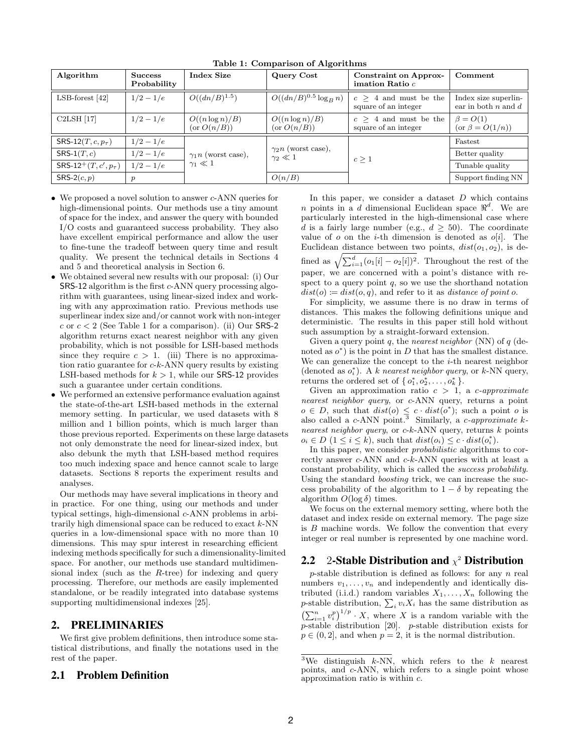**Table 1: Comparison of Algorithms**

| Algorithm | Success Probability | Index Size | Query Cost | Constraint on Approximation Ratio $c$ | Comment |
|---|---|---|---|---|---|
| LSB-forest [42] | $1/2 - 1/e$ | $O((dn/B)^{1.5})$ | $O((dn/B)^{0.5} \log_B n)$ | $c \geq 4$ and must be the square of an integer | Index size superlinear in both $n$ and $d$ |
| C2LSH [17] | $1/2 - 1/e$ | $O((n \log n)/B)$ (or $O(n/B)$) | $O((n \log n)/B)$ (or $O(n/B)$) | $c \geq 4$ and must be the square of an integer | $\beta = O(1)$ (or $\beta = O(1/n)$) |
| SRS-12$(T, c, p_\tau)$ | $1/2 - 1/e$ | $\gamma_1 n$ (worst case), $\gamma_1 \ll 1$ | $\gamma_2 n$ (worst case), $\gamma_2 \ll 1$ | $c \geq 1$ | Fastest |
| SRS-1$(T, c)$ | $1/2 - 1/e$ | | | | Better quality |
| SRS-12$^+(T, c', p_\tau)$ | $1/2 - 1/e$ | | | | Tunable quality |
| SRS-2$(c, p)$ | $p$ | | $O(n/B)$ | | Support finding NN |

- We proposed a novel solution to answer $c$-ANN queries for high-dimensional points. Our methods use a tiny amount of space for the index, and answer the query with bounded I/O costs and guaranteed success probability. They also have excellent empirical performance and allow the user to fine-tune the tradeoff between query time and result quality. We present the technical details in Sections 4 and 5 and theoretical analysis in Section 6.
- We obtained several new results with our proposal: (i) Our SRS-12 algorithm is the first $c$-ANN query processing algorithm with guarantees, using linear-sized index and working with any approximation ratio. Previous methods use superlinear index size and/or cannot work with non-integer $c$ or $c < 2$ (See Table 1 for a comparison). (ii) Our SRS-2 algorithm returns exact nearest neighbor with any given probability, which is not possible for LSH-based methods since they require $c > 1$. (iii) There is no approximation ratio guarantee for $c$-$k$-ANN query results by existing LSH-based methods for $k > 1$, while our SRS-12 provides such a guarantee under certain conditions.
- We performed an extensive performance evaluation against the state-of-the-art LSH-based methods in the external memory setting. In particular, we used datasets with 8 million and 1 billion points, which is much larger than those previous reported. Experiments on these large datasets not only demonstrate the need for linear-sized index, but also debunk the myth that LSH-based method requires too much indexing space and hence cannot scale to large datasets. Sections 8 reports the experiment results and analyses.

Our methods may have several implications in theory and in practice. For one thing, using our methods and under typical settings, high-dimensional $c$-ANN problems in arbitrarily high dimensional space can be reduced to exact $k$-NN queries in a low-dimensional space with no more than 10 dimensions. This may spur interest in researching efficient indexing methods specifically for such a dimensionality-limited space. For another, our methods use standard multidimensional index (such as the $R$-tree) for indexing and query processing. Therefore, our methods are easily implemented standalone, or be readily integrated into database systems supporting multidimensional indexes [25].

## 2. PRELIMINARIES

We first give problem definitions, then introduce some statistical distributions, and finally the notations used in the rest of the paper.

### 2.1 Problem Definition

In this paper, we consider a dataset $D$ which contains $n$ points in a $d$ dimensional Euclidean space $\Re^d$. We are particularly interested in the high-dimensional case where $d$ is a fairly large number (e.g., $d \geq 50$). The coordinate value of $o$ on the $i$-th dimension is denoted as $o[i]$. The Euclidean distance between two points, $dist(o_1, o_2)$, is defined as $\sqrt{\sum_{i=1}^{d}(o_1[i] - o_2[i])^2}$. Throughout the rest of the paper, we are concerned with a point's distance with respect to a query point $q$, so we use the shorthand notation $dist(o) \coloneqq dist(o, q)$, and refer to it as *distance of point o*.

For simplicity, we assume there is no draw in terms of distances. This makes the following definitions unique and deterministic. The results in this paper still hold without such assumption by a straight-forward extension.

Given a query point $q$, the *nearest neighbor* (NN) of $q$ (denoted as $o^*$) is the point in $D$ that has the smallest distance. We can generalize the concept to the $i$-th nearest neighbor (denoted as $o_i^*$). A *k nearest neighbor query*, or $k$-NN query, returns the ordered set of $\{ o_1^*, o_2^*, \ldots, o_k^* \}$.

Given an approximation ratio $c > 1$, a *c-approximate nearest neighbor query*, or $c$-ANN query, returns a point $o \in D$, such that $dist(o) \leq c \cdot dist(o^*)$; such a point $o$ is also called a $c$-ANN point.[3] Similarly, a *c-approximate k-nearest neighbor query*, or $c$-$k$-ANN query, returns $k$ points $o_i \in D$ $(1 \leq i \leq k)$, such that $dist(o_i) \leq c \cdot dist(o_i^*)$.

In this paper, we consider *probabilistic* algorithms to correctly answer $c$-ANN and $c$-$k$-ANN queries with at least a constant probability, which is called the *success probability*. Using the standard *boosting* trick, we can increase the success probability of the algorithm to $1 - \delta$ by repeating the algorithm $O(\log \delta)$ times.

We focus on the external memory setting, where both the dataset and index reside on external memory. The page size is $B$ machine words. We follow the convention that every integer or real number is represented by one machine word.

### 2.2 2-Stable Distribution and $\chi^2$ Distribution

$p$-stable distribution is defined as follows: for any $n$ real numbers $v_1, \ldots, v_n$ and independently and identically distributed (i.i.d.) random variables $X_1, \ldots, X_n$ following the $p$-stable distribution, $\sum_i v_i X_i$ has the same distribution as $\left(\sum_{i=1}^{n} v_i^p\right)^{1/p} \cdot X$, where $X$ is a random variable with the $p$-stable distribution [20]. $p$-stable distribution exists for $p \in (0, 2]$, and when $p = 2$, it is the normal distribution.

[3] We distinguish $k$-NN, which refers to the $k$ nearest points, and $c$-ANN, which refers to a single point whose approximation ratio is within $c$.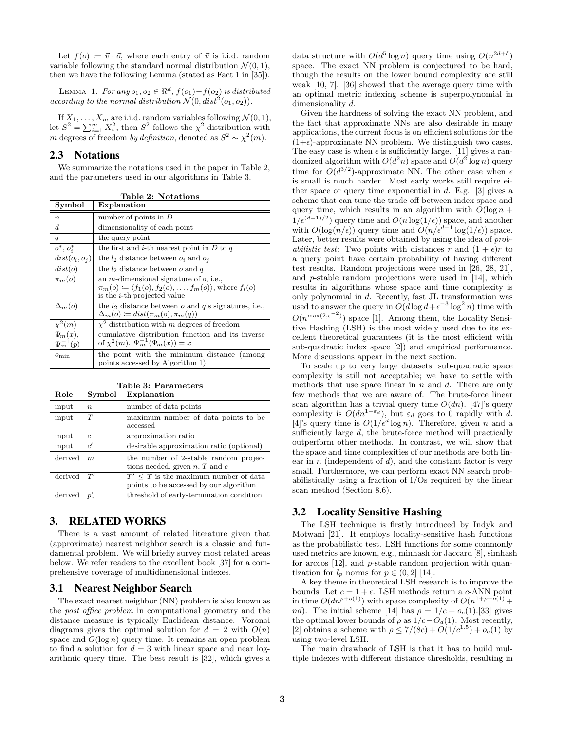Let $f(o) := \vec{v} \cdot \vec{o}$, where each entry of $\vec{v}$ is i.i.d. random variable following the standard normal distribution $\mathcal{N}(0, 1)$, then we have the following Lemma (stated as Fact 1 in [35]).

Lemma 1. *For any $o_1, o_2 \in \Re^d$, $f(o_1) - f(o_2)$ is distributed according to the normal distribution $\mathcal{N}(0, dist^2(o_1, o_2))$.*

If $X_1, \ldots, X_m$ are i.i.d. random variables following $\mathcal{N}(0, 1)$, let $S^2 = \sum_{i=1}^{m} X_i^2$, then $S^2$ follows the $\chi^2$ distribution with $m$ degrees of freedom *by definition*, denoted as $S^2 \sim \chi^2(m)$.

## 2.3 Notations

We summarize the notations used in the paper in Table 2, and the parameters used in our algorithms in Table 3.

**Table 2: Notations**

| Symbol | Explanation |
|---|---|
| $n$ | number of points in $D$ |
| $d$ | dimensionality of each point |
| $q$ | the query point |
| $o^*$, $o_i^*$ | the first and $i$-th nearest point in $D$ to $q$ |
| $dist(o_i, o_j)$ | the $l_2$ distance between $o_i$ and $o_j$ |
| $dist(o)$ | the $l_2$ distance between $o$ and $q$ |
| $\pi_m(o)$ | an $m$-dimensional signature of $o$, i.e., $\pi_m(o) := \langle f_1(o), f_2(o), \ldots, f_m(o) \rangle$, where $f_i(o)$ is the $i$-th projected value |
| $\Delta_m(o)$ | the $l_2$ distance between $o$ and $q$'s signatures, i.e., $\Delta_m(o) := dist(\pi_m(o), \pi_m(q))$ |
| $\chi^2(m)$ | $\chi^2$ distribution with $m$ degrees of freedom |
| $\Psi_m(x)$, $\Psi_m^{-1}(p)$ | cumulative distribution function and its inverse of $\chi^2(m)$. $\Psi_m^{-1}(\Psi_m(x)) = x$ |
| $o_{\min}$ | the point with the minimum distance (among points accessed by Algorithm 1) |

**Table 3: Parameters**

| Role | Symbol | Explanation |
|---|---|---|
| input | $n$ | number of data points |
| input | $T$ | maximum number of data points to be accessed |
| input | $c$ | approximation ratio |
| input | $c'$ | desirable approximation ratio (optional) |
| derived | $m$ | the number of 2-stable random projections needed, given $n$, $T$ and $c$ |
| derived | $T'$ | $T' \leq T$ is the maximum number of data points to be accessed by our algorithm |
| derived | $p'_\tau$ | threshold of early-termination condition |

# 3. RELATED WORKS

There is a vast amount of related literature given that (approximate) nearest neighbor search is a classic and fundamental problem. We will briefly survey most related areas below. We refer readers to the excellent book [37] for a comprehensive coverage of multidimensional indexes.

## 3.1 Nearest Neighbor Search

The exact nearest neighbor (NN) problem is also known as the *post office problem* in computational geometry and the distance measure is typically Euclidean distance. Voronoi diagrams gives the optimal solution for $d = 2$ with $O(n)$ space and $O(\log n)$ query time. It remains an open problem to find a solution for $d = 3$ with linear space and near logarithmic query time. The best result is [32], which gives a data structure with $O(d^5 \log n)$ query time using $O(n^{2d+\delta})$ space. The exact NN problem is conjectured to be hard, though the results on the lower bound complexity are still weak [10, 7]. [36] showed that the average query time with an optimal metric indexing scheme is superpolynomial in dimensionality $d$.

Given the hardness of solving the exact NN problem, and the fact that approximate NNs are also desirable in many applications, the current focus is on efficient solutions for the $(1+\epsilon)$-approximate NN problem. We distinguish two cases. The easy case is when $\epsilon$ is sufficiently large. [11] gives a randomized algorithm with $O(d^2 n)$ space and $O(d^2 \log n)$ query time for $O(d^{3/2})$-approximate NN. The other case when $\epsilon$ is small is much harder. Most early works still require either space or query time exponential in $d$. E.g., [3] gives a scheme that can tune the trade-off between index space and query time, which results in an algorithm with $O(\log n + 1/\epsilon^{(d-1)/2})$ query time and $O(n \log(1/\epsilon))$ space, and another with $O(\log(n/\epsilon))$ query time and $O(n/\epsilon^{d-1} \log(1/\epsilon))$ space. Later, better results were obtained by using the idea of *probabilistic test*: Two points with distances $r$ and $(1+\epsilon)r$ to a query point have certain probability of having different test results. Random projections were used in [26, 28, 21], and $p$-stable random projections were used in [14], which results in algorithms whose space and time complexity is only polynomial in $d$. Recently, fast JL transformation was used to answer the query in $O(d \log d + \epsilon^{-3} \log^2 n)$ time with $O(n^{\max(2, \epsilon^{-2})})$ space [1]. Among them, the Locality Sensitive Hashing (LSH) is the most widely used due to its excellent theoretical guarantees (it is the most efficient with sub-quadratic index space [2]) and empirical performance. More discussions appear in the next section.

To scale up to very large datasets, sub-quadratic space complexity is still not acceptable; we have to settle with methods that use space linear in $n$ and $d$. There are only few methods that we are aware of. The brute-force linear scan algorithm has a trivial query time $O(dn)$. [47]'s query complexity is $O(dn^{1-\varepsilon_d})$, but $\varepsilon_d$ goes to 0 rapidly with $d$. [4]'s query time is $O(1/\epsilon^d \log n)$. Therefore, given $n$ and a sufficiently large $d$, the brute-force method will practically outperform other methods. In contrast, we will show that the space and time complexities of our methods are both linear in $n$ (independent of $d$), and the constant factor is very small. Furthermore, we can perform exact NN search probabilistically using a fraction of I/Os required by the linear scan method (Section 8.6).

## 3.2 Locality Sensitive Hashing

The LSH technique is firstly introduced by Indyk and Motwani [21]. It employs locality-sensitive hash functions as the probabilistic test. LSH functions for some commonly used metrics are known, e.g., minhash for Jaccard [8], simhash for arccos [12], and $p$-stable random projection with quantization for $l_p$ norms for $p \in (0, 2]$ [14].

A key theme in theoretical LSH research is to improve the bounds. Let $c = 1 + \epsilon$. LSH methods return a $c$-ANN point in time $O(dn^{\rho + o(1)})$ with space complexity of $O(n^{1+\rho+o(1)} + nd)$. The initial scheme [14] has $\rho = 1/c + o_c(1)$.[33] gives the optimal lower bounds of $\rho$ as $1/c - O_d(1)$. Most recently, [2] obtains a scheme with $\rho \leq 7/(8c) + O(1/c^{1.5}) + o_c(1)$ by using two-level LSH.

The main drawback of LSH is that it has to build multiple indexes with different distance thresholds, resulting in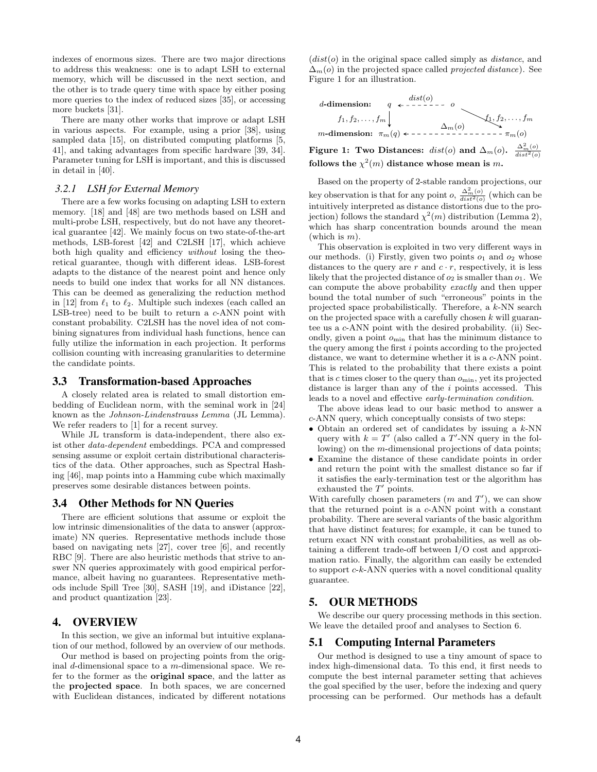indexes of enormous sizes. There are two major directions to address this weakness: one is to adapt LSH to external memory, which will be discussed in the next section, and the other is to trade query time with space by either posing more queries to the index of reduced sizes [35], or accessing more buckets [31].

There are many other works that improve or adapt LSH in various aspects. For example, using a prior [38], using sampled data [15], on distributed computing platforms [5, 41], and taking advantages from specific hardware [39, 34]. Parameter tuning for LSH is important, and this is discussed in detail in [40].

### 3.2.1 LSH for External Memory

There are a few works focusing on adapting LSH to extern memory. [18] and [48] are two methods based on LSH and multi-probe LSH, respectively, but do not have any theoretical guarantee [42]. We mainly focus on two state-of-the-art methods, LSB-forest [42] and C2LSH [17], which achieve both high quality and efficiency *without* losing the theoretical guarantee, though with different ideas. LSB-forest adapts to the distance of the nearest point and hence only needs to build one index that works for all NN distances. This can be deemed as generalizing the reduction method in [12] from $\ell_1$ to $\ell_2$. Multiple such indexes (each called an LSB-tree) need to be built to return a $c$-ANN point with constant probability. C2LSH has the novel idea of not combining signatures from individual hash functions, hence can fully utilize the information in each projection. It performs collision counting with increasing granularities to determine the candidate points.

## 3.3 Transformation-based Approaches

A closely related area is related to small distortion embedding of Euclidean norm, with the seminal work in [24] known as the *Johnson-Lindenstrauss Lemma* (JL Lemma). We refer readers to [1] for a recent survey.

While JL transform is data-independent, there also exist other *data-dependent* embeddings. PCA and compressed sensing assume or exploit certain distributional characteristics of the data. Other approaches, such as Spectral Hashing [46], map points into a Hamming cube which maximally preserves some desirable distances between points.

## 3.4 Other Methods for NN Queries

There are efficient solutions that assume or exploit the low intrinsic dimensionalities of the data to answer (approximate) NN queries. Representative methods include those based on navigating nets [27], cover tree [6], and recently RBC [9]. There are also heuristic methods that strive to answer NN queries approximately with good empirical performance, albeit having no guarantees. Representative methods include Spill Tree [30], SASH [19], and iDistance [22], and product quantization [23].

# 4. OVERVIEW

In this section, we give an informal but intuitive explanation of our method, followed by an overview of our methods.

Our method is based on projecting points from the original $d$-dimensional space to a $m$-dimensional space. We refer to the former as the **original space**, and the latter as the **projected space**. In both spaces, we are concerned with Euclidean distances, indicated by different notations ($dist(o)$ in the original space called simply as *distance*, and $\Delta_m(o)$ in the projected space called *projected distance*). See Figure 1 for an illustration.

**Figure 1: Two Distances: $dist(o)$ and $\Delta_m(o)$. $\frac{\Delta_m^2(o)}{dist^2(o)}$ follows the $\chi^2(m)$ distance whose mean is $m$.**

Based on the property of 2-stable random projections, our key observation is that for any point $o$, $\frac{\Delta_m^2(o)}{dist^2(o)}$ (which can be intuitively interpreted as distance distortions due to the projection) follows the standard $\chi^2(m)$ distribution (Lemma 2), which has sharp concentration bounds around the mean (which is $m$).

This observation is exploited in two very different ways in our methods. (i) Firstly, given two points $o_1$ and $o_2$ whose distances to the query are $r$ and $c \cdot r$, respectively, it is less likely that the projected distance of $o_2$ is smaller than $o_1$. We can compute the above probability *exactly* and then upper bound the total number of such "erroneous" points in the projected space probabilistically. Therefore, a $k$-NN search on the projected space with a carefully chosen $k$ will guarantee us a $c$-ANN point with the desired probability. (ii) Secondly, given a point $o_{\min}$ that has the minimum distance to the query among the first $i$ points according to the projected distance, we want to determine whether it is a $c$-ANN point. This is related to the probability that there exists a point that is $c$ times closer to the query than $o_{\min}$, yet its projected distance is larger than any of the $i$ points accessed. This leads to a novel and effective *early-termination condition*.

The above ideas lead to our basic method to answer a $c$-ANN query, which conceptually consists of two steps:

- Obtain an ordered set of candidates by issuing a $k$-NN query with $k = T'$ (also called a $T'$-NN query in the following) on the $m$-dimensional projections of data points;
- Examine the distance of these candidate points in order and return the point with the smallest distance so far if it satisfies the early-termination test or the algorithm has exhausted the $T'$ points.

With carefully chosen parameters ($m$ and $T'$), we can show that the returned point is a $c$-ANN point with a constant probability. There are several variants of the basic algorithm that have distinct features; for example, it can be tuned to return exact NN with constant probabilities, as well as obtaining a different trade-off between I/O cost and approximation ratio. Finally, the algorithm can easily be extended to support $c$-$k$-ANN queries with a novel conditional quality guarantee.

# 5. OUR METHODS

We describe our query processing methods in this section. We leave the detailed proof and analyses to Section 6.

## 5.1 Computing Internal Parameters

Our method is designed to use a tiny amount of space to index high-dimensional data. To this end, it first needs to compute the best internal parameter setting that achieves the goal specified by the user, before the indexing and query processing can be performed. Our methods has a default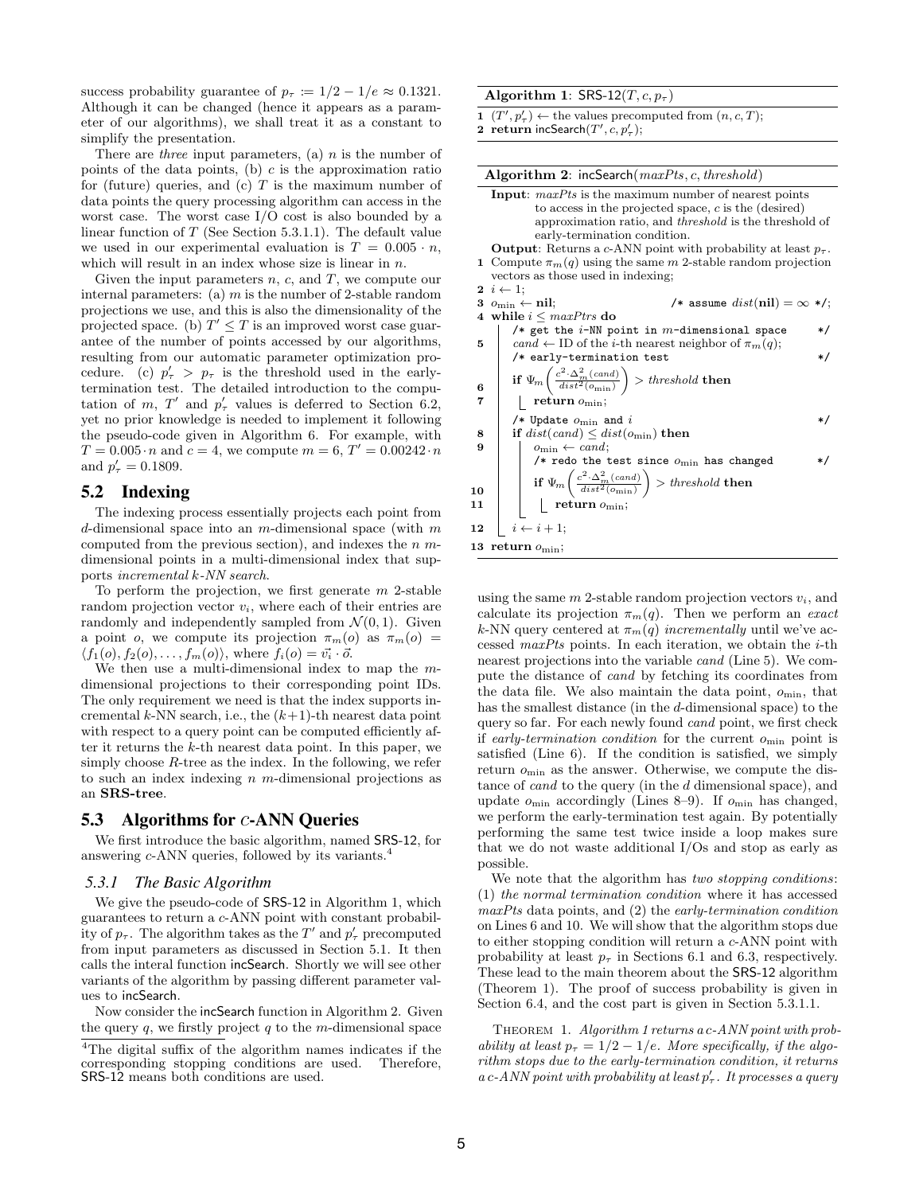success probability guarantee of $p_\tau := 1/2 - 1/e \approx 0.1321$. Although it can be changed (hence it appears as a parameter of our algorithms), we shall treat it as a constant to simplify the presentation.

There are *three* input parameters, (a) $n$ is the number of points of the data points, (b) $c$ is the approximation ratio for (future) queries, and (c) $T$ is the maximum number of data points the query processing algorithm can access in the worst case. The worst case I/O cost is also bounded by a linear function of $T$ (See Section 5.3.1.1). The default value we used in our experimental evaluation is $T = 0.005 \cdot n$, which will result in an index whose size is linear in $n$.

Given the input parameters $n$, $c$, and $T$, we compute our internal parameters: (a) $m$ is the number of 2-stable random projections we use, and this is also the dimensionality of the projected space. (b) $T' \le T$ is an improved worst case guarantee of the number of points accessed by our algorithms, resulting from our automatic parameter optimization procedure. (c) $p'_\tau > p_\tau$ is the threshold used in the early-termination test. The detailed introduction to the computation of $m$, $T'$ and $p'_\tau$ values is deferred to Section 6.2, yet no prior knowledge is needed to implement it following the pseudo-code given in Algorithm 6. For example, with $T = 0.005 \cdot n$ and $c = 4$, we compute $m = 6$, $T' = 0.00242 \cdot n$ and $p'_\tau = 0.1809$.

## 5.2 Indexing

The indexing process essentially projects each point from $d$-dimensional space into an $m$-dimensional space (with $m$ computed from the previous section), and indexes the $n$ $m$-dimensional points in a multi-dimensional index that supports *incremental k-NN search*.

To perform the projection, we first generate $m$ 2-stable random projection vector $v_i$, where each of their entries are randomly and independently sampled from $\mathcal{N}(0, 1)$. Given a point $o$, we compute its projection $\pi_m(o)$ as $\pi_m(o) = \langle f_1(o), f_2(o), \ldots, f_m(o) \rangle$, where $f_i(o) = \vec{v_i} \cdot \vec{o}$.

We then use a multi-dimensional index to map the $m$-dimensional projections to their corresponding point IDs. The only requirement we need is that the index supports incremental $k$-NN search, i.e., the $(k+1)$-th nearest data point with respect to a query point can be computed efficiently after it returns the $k$-th nearest data point. In this paper, we simply choose $R$-tree as the index. In the following, we refer to such an index indexing $n$ $m$-dimensional projections as an **SRS-tree**.

## 5.3 Algorithms for $c$-ANN Queries

We first introduce the basic algorithm, named SRS-12, for answering $c$-ANN queries, followed by its variants.[4]

### 5.3.1 The Basic Algorithm

We give the pseudo-code of SRS-12 in Algorithm 1, which guarantees to return a $c$-ANN point with constant probability of $p_\tau$. The algorithm takes as the $T'$ and $p'_\tau$ precomputed from input parameters as discussed in Section 5.1. It then calls the interal function incSearch. Shortly we will see other variants of the algorithm by passing different parameter values to incSearch.

Now consider the incSearch function in Algorithm 2. Given the query $q$, we firstly project $q$ to the $m$-dimensional space using the same $m$ 2-stable random projection vectors $v_i$, and calculate its projection $\pi_m(q)$. Then we perform an *exact* $k$-NN query centered at $\pi_m(q)$ *incrementally* until we've accessed *maxPts* points. In each iteration, we obtain the $i$-th nearest projections into the variable *cand* (Line 5). We compute the distance of *cand* by fetching its coordinates from the data file. We also maintain the data point, $o_{\min}$, that has the smallest distance (in the $d$-dimensional space) to the query so far. For each newly found *cand* point, we first check if *early-termination condition* for the current $o_{\min}$ point is satisfied (Line 6). If the condition is satisfied, we simply return $o_{\min}$ as the answer. Otherwise, we compute the distance of *cand* to the query (in the $d$ dimensional space), and update $o_{\min}$ accordingly (Lines 8–9). If $o_{\min}$ has changed, we perform the early-termination test again. By potentially performing the same test twice inside a loop makes sure that we do not waste additional I/Os and stop as early as possible.

We note that the algorithm has *two stopping conditions*: (1) the *normal termination condition* where it has accessed *maxPts* data points, and (2) the *early-termination condition* on Lines 6 and 10. We will show that the algorithm stops due to either stopping condition will return a $c$-ANN point with probability at least $p_\tau$ in Sections 6.1 and 6.3, respectively. These lead to the main theorem about the SRS-12 algorithm (Theorem 1). The proof of success probability is given in Section 6.4, and the cost part is given in Section 5.3.1.1.

**Algorithm 1**: SRS-12$(T, c, p_\tau)$

```
1  (T', p'_τ) ← the values precomputed from (n, c, T);
2  return incSearch(T', c, p'_τ);
```

**Algorithm 2**: incSearch$(maxPts, c, threshold)$

**Input**: *maxPts* is the maximum number of nearest points to access in the projected space, $c$ is the (desired) approximation ratio, and *threshold* is the threshold of early-termination condition.
**Output**: Returns a $c$-ANN point with probability at least $p_\tau$.

```
1  Compute π_m(q) using the same m 2-stable random projection
   vectors as those used in indexing;
2  i ← 1;
3  o_min ← nil;                          /* assume dist(nil) = ∞ */;
4  while i ≤ maxPtrs do
       /* get the i-NN point in m-dimensional space */
5      cand ← ID of the i-th nearest neighbor of π_m(q);
       /* early-termination test */
6      if Ψ_m( c²·Δ²_m(cand) / dist²(o_min) ) > threshold then
7          return o_min;
       /* Update o_min and i */
8      if dist(cand) ≤ dist(o_min) then
9          o_min ← cand;
           /* redo the test since o_min has changed */
10         if Ψ_m( c²·Δ²_m(cand) / dist²(o_min) ) > threshold then
11             return o_min;
12     i ← i + 1;
13 return o_min;
```

THEOREM 1. *Algorithm 1 returns a $c$-ANN point with probability at least $p_\tau = 1/2 - 1/e$. More specifically, if the algorithm stops due to the early-termination condition, it returns a $c$-ANN point with probability at least $p'_\tau$. It processes a query*

[4] The digital suffix of the algorithm names indicates if the corresponding stopping conditions are used. Therefore, SRS-12 means both conditions are used.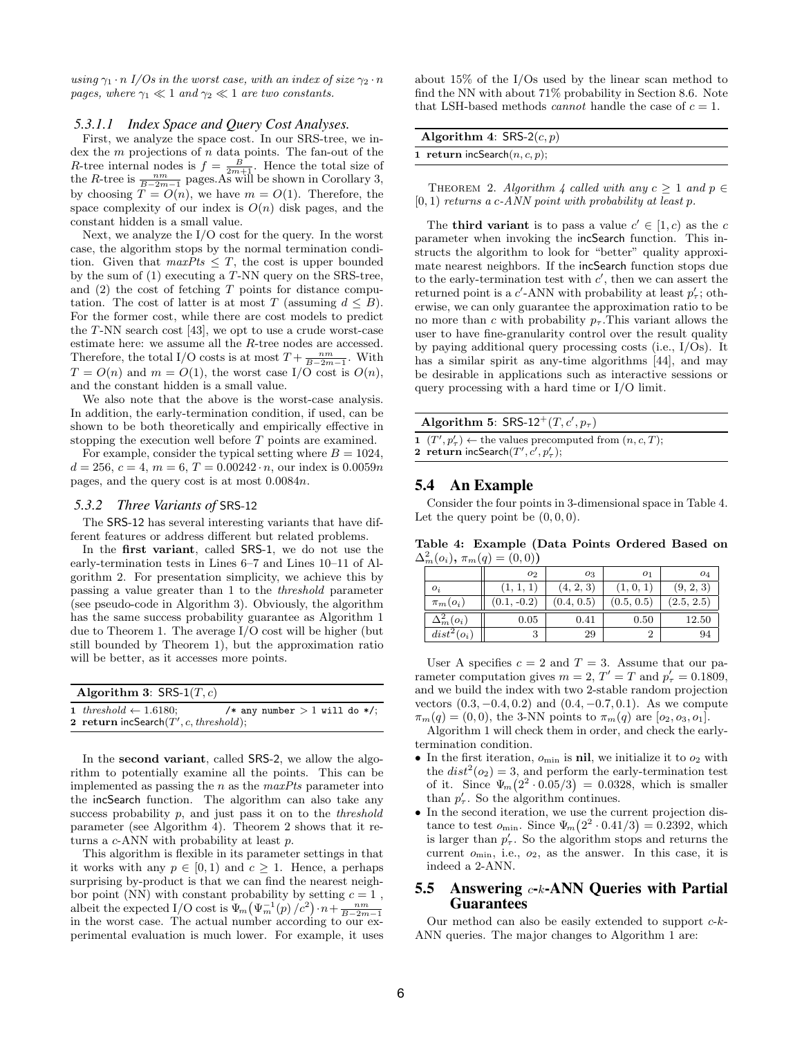*using $\gamma_1 \cdot n$ I/Os in the worst case, with an index of size $\gamma_2 \cdot n$ pages, where $\gamma_1 \ll 1$ and $\gamma_2 \ll 1$ are two constants.*

#### 5.3.1.1 Index Space and Query Cost Analyses.

First, we analyze the space cost. In our SRS-tree, we index the $m$ projections of $n$ data points. The fan-out of the $R$-tree internal nodes is $f = \frac{B}{2m+1}$. Hence the total size of the $R$-tree is $\frac{nm}{B-2m-1}$ pages.As will be shown in Corollary 3, by choosing $T = O(n)$, we have $m = O(1)$. Therefore, the space complexity of our index is $O(n)$ disk pages, and the constant hidden is a small value.

Next, we analyze the I/O cost for the query. In the worst case, the algorithm stops by the normal termination condition. Given that $maxPts \leq T$, the cost is upper bounded by the sum of (1) executing a $T$-NN query on the SRS-tree, and (2) the cost of fetching $T$ points for distance computation. The cost of latter is at most $T$ (assuming $d \leq B$). For the former cost, while there are cost models to predict the $T$-NN search cost [43], we opt to use a crude worst-case estimate here: we assume all the $R$-tree nodes are accessed. Therefore, the total I/O costs is at most $T + \frac{nm}{B-2m-1}$. With $T = O(n)$ and $m = O(1)$, the worst case I/O cost is $O(n)$, and the constant hidden is a small value.

We also note that the above is the worst-case analysis. In addition, the early-termination condition, if used, can be shown to be both theoretically and empirically effective in stopping the execution well before $T$ points are examined.

For example, consider the typical setting where $B = 1024$, $d = 256$, $c = 4$, $m = 6$, $T = 0.00242 \cdot n$, our index is $0.0059n$ pages, and the query cost is at most $0.0084n$.

### 5.3.2 Three Variants of SRS-12

The SRS-12 has several interesting variants that have different features or address different but related problems.

In the **first variant**, called SRS-1, we do not use the early-termination tests in Lines 6–7 and Lines 10–11 of Algorithm 2. For presentation simplicity, we achieve this by passing a value greater than 1 to the *threshold* parameter (see pseudo-code in Algorithm 3). Obviously, the algorithm has the same success probability guarantee as Algorithm 1 due to Theorem 1. The average I/O cost will be higher (but still bounded by Theorem 1), but the approximation ratio will be better, as it accesses more points.

**Algorithm 3**: SRS-1($T, c$)

```
1 threshold ← 1.6180;            /* any number > 1 will do */;
2 return incSearch(T′, c, threshold);
```

In the **second variant**, called SRS-2, we allow the algorithm to potentially examine all the points. This can be implemented as passing the $n$ as the *maxPts* parameter into the incSearch function. The algorithm can also take any success probability $p$, and just pass it on to the *threshold* parameter (see Algorithm 4). Theorem 2 shows that it returns a $c$-ANN with probability at least $p$.

This algorithm is flexible in its parameter settings in that it works with any $p \in [0, 1)$ and $c \geq 1$. Hence, a perhaps surprising by-product is that we can find the nearest neighbor point (NN) with constant probability by setting $c = 1$ , albeit the expected I/O cost is $\Psi_m\big(\Psi_m^{-1}(p)/c^2\big) \cdot n + \frac{nm}{B-2m-1}$ in the worst case. The actual number according to our experimental evaluation is much lower. For example, it uses about 15% of the I/Os used by the linear scan method to find the NN with about 71% probability in Section 8.6. Note that LSH-based methods *cannot* handle the case of $c = 1$.

**Algorithm 4**: SRS-2($c, p$)

```
1 return incSearch(n, c, p);
```

THEOREM 2. *Algorithm 4 called with any $c \geq 1$ and $p \in [0, 1)$ returns a c-ANN point with probability at least p.*

The **third variant** is to pass a value $c' \in [1, c)$ as the $c$ parameter when invoking the incSearch function. This instructs the algorithm to look for "better" quality approximate nearest neighbors. If the incSearch function stops due to the early-termination test with $c'$, then we can assert the returned point is a $c'$-ANN with probability at least $p'_\tau$; otherwise, we can only guarantee the approximation ratio to be no more than $c$ with probability $p_\tau$.This variant allows the user to have fine-granularity control over the result quality by paying additional query processing costs (i.e., I/Os). It has a similar spirit as any-time algorithms [44], and may be desirable in applications such as interactive sessions or query processing with a hard time or I/O limit.

**Algorithm 5**: SRS-12$^+$($T, c', p_\tau$)

```
1 (T′, p′_τ) ← the values precomputed from (n, c, T);
2 return incSearch(T′, c′, p′_τ);
```

## 5.4 An Example

Consider the four points in 3-dimensional space in Table 4. Let the query point be $(0, 0, 0)$.

**Table 4: Example (Data Points Ordered Based on $\Delta_m^2(o_i)$, $\pi_m(q) = (0, 0)$)**

| | $o_2$ | $o_3$ | $o_1$ | $o_4$ |
|---|---|---|---|---|
| $o_i$ | (1, 1, 1) | (4, 2, 3) | (1, 0, 1) | (9, 2, 3) |
| $\pi_m(o_i)$ | (0.1, -0.2) | (0.4, 0.5) | (0.5, 0.5) | (2.5, 2.5) |
| $\Delta_m^2(o_i)$ | 0.05 | 0.41 | 0.50 | 12.50 |
| $dist^2(o_i)$ | 3 | 29 | 2 | 94 |

User A specifies $c = 2$ and $T = 3$. Assume that our parameter computation gives $m = 2$, $T' = T$ and $p'_\tau = 0.1809$, and we build the index with two 2-stable random projection vectors $(0.3, -0.4, 0.2)$ and $(0.4, -0.7, 0.1)$. As we compute $\pi_m(q) = (0, 0)$, the 3-NN points to $\pi_m(q)$ are $[o_2, o_3, o_1]$.

Algorithm 1 will check them in order, and check the early-termination condition.

- In the first iteration, $o_{\min}$ is **nil**, we initialize it to $o_2$ with the $dist^2(o_2) = 3$, and perform the early-termination test of it. Since $\Psi_m\big(2^2 \cdot 0.05/3\big) = 0.0328$, which is smaller than $p'_\tau$. So the algorithm continues.
- In the second iteration, we use the current projection distance to test $o_{\min}$. Since $\Psi_m\big(2^2 \cdot 0.41/3\big) = 0.2392$, which is larger than $p'_\tau$. So the algorithm stops and returns the current $o_{\min}$, i.e., $o_2$, as the answer. In this case, it is indeed a 2-ANN.

## 5.5 Answering $c$-$k$-ANN Queries with Partial Guarantees

Our method can also be easily extended to support $c$-$k$-ANN queries. The major changes to Algorithm 1 are: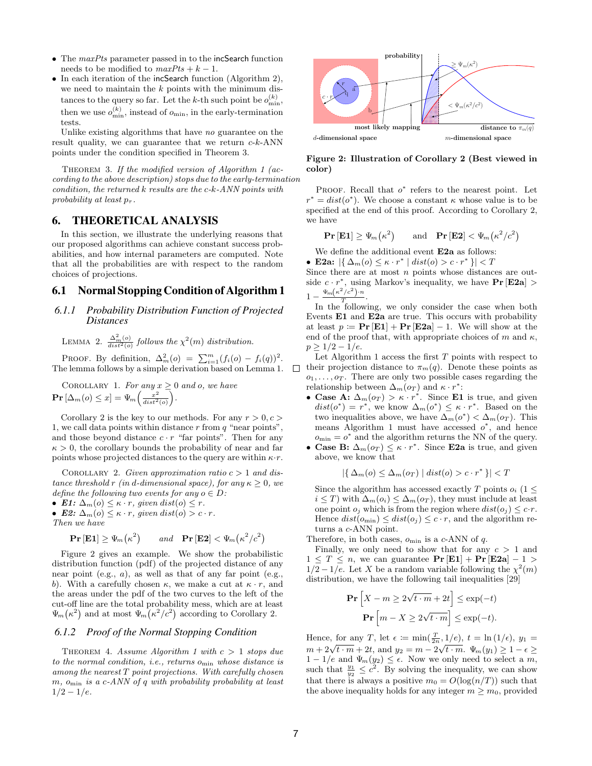- The $maxPts$ parameter passed in to the incSearch function needs to be modified to $maxPts + k - 1$.
- In each iteration of the incSearch function (Algorithm 2), we need to maintain the $k$ points with the minimum distances to the query so far. Let the $k$-th such point be $o_{\min}^{(k)}$, then we use $o_{\min}^{(k)}$, instead of $o_{\min}$, in the early-termination tests.

Unlike existing algorithms that have *no* guarantee on the result quality, we can guarantee that we return $c$-$k$-ANN points under the condition specified in Theorem 3.

THEOREM 3. *If the modified version of Algorithm 1 (according to the above description) stops due to the early-termination condition, the returned $k$ results are the $c$-$k$-ANN points with probability at least $p_\tau$.*

# 6. THEORETICAL ANALYSIS

In this section, we illustrate the underlying reasons that our proposed algorithms can achieve constant success probabilities, and how internal parameters are computed. Note that all the probabilities are with respect to the random choices of projections.

## 6.1 Normal Stopping Condition of Algorithm 1

### 6.1.1 Probability Distribution Function of Projected Distances

LEMMA 2. *$\frac{\Delta_m^2(o)}{dist^2(o)}$ follows the $\chi^2(m)$ distribution.*

PROOF. By definition, $\Delta_m^2(o) = \sum_{i=1}^m (f_i(o) - f_i(q))^2$. The lemma follows by a simple derivation based on Lemma 1. □

COROLLARY 1. *For any $x \geq 0$ and $o$, we have* $\mathbf{Pr}\left[\Delta_m(o) \leq x\right] = \Psi_m\left(\frac{x^2}{dist^2(o)}\right)$.

Corollary 2 is the key to our methods. For any $r > 0, c > 1$, we call data points within distance $r$ from $q$ "near points", and those beyond distance $c \cdot r$ "far points". Then for any $\kappa > 0$, the corollary bounds the probability of near and far points whose projected distances to the query are within $\kappa \cdot r$.

COROLLARY 2. *Given approximation ratio $c > 1$ and distance threshold $r$ (in $d$-dimensional space), for any $\kappa \geq 0$, we define the following two events for any $o \in D$:*

- ***E1:*** $\Delta_m(o) \leq \kappa \cdot r$, *given* $dist(o) \leq r$.
- ***E2:*** $\Delta_m(o) \leq \kappa \cdot r$, *given* $dist(o) > c \cdot r$.

*Then we have*

$$\mathbf{Pr}\left[\mathbf{E1}\right] \geq \Psi_m\big(\kappa^2\big) \qquad \textit{and} \quad \mathbf{Pr}\left[\mathbf{E2}\right] < \Psi_m\big(\kappa^2/c^2\big)$$

Figure 2 gives an example. We show the probabilistic distribution function (pdf) of the projected distance of any near point (e.g., $a$), as well as that of any far point (e.g., $b$). With a carefully chosen $\kappa$, we make a cut at $\kappa \cdot r$, and the areas under the pdf of the two curves to the left of the cut-off line are the total probability mess, which are at least $\Psi_m\big(\kappa^2\big)$ and at most $\Psi_m\big(\kappa^2/c^2\big)$ according to Corollary 2.

### 6.1.2 Proof of the Normal Stopping Condition

THEOREM 4. *Assume Algorithm 1 with $c > 1$ stops due to the normal condition, i.e., returns $o_{\min}$ whose distance is among the nearest $T$ point projections. With carefully chosen $m$, $o_{\min}$ is a $c$-ANN of $q$ with probability probability at least $1/2 - 1/e$.*

**Figure 2: Illustration of Corollary 2 (Best viewed in color)**

PROOF. Recall that $o^*$ refers to the nearest point. Let $r^* = dist(o^*)$. We choose a constant $\kappa$ whose value is to be specified at the end of this proof. According to Corollary 2, we have

$$\mathbf{Pr}\left[\mathbf{E1}\right] \geq \Psi_m\big(\kappa^2\big) \qquad \text{and} \quad \mathbf{Pr}\left[\mathbf{E2}\right] < \Psi_m\big(\kappa^2/c^2\big)$$

We define the additional event **E2a** as follows:

- **E2a:** $|\{\, \Delta_m(o) \leq \kappa \cdot r^* \mid dist(o) > c \cdot r^* \,\}| < T$

Since there are at most $n$ points whose distances are outside $c \cdot r^*$, using Markov's inequality, we have $\mathbf{Pr}\left[\mathbf{E2a}\right] > 1 - \frac{\Psi_m(\kappa^2/c^2) \cdot n}{T}$.

In the following, we only consider the case when both Events **E1** and **E2a** are true. This occurs with probability at least $p \coloneqq \mathbf{Pr}\left[\mathbf{E1}\right] + \mathbf{Pr}\left[\mathbf{E2a}\right] - 1$. We will show at the end of the proof that, with appropriate choices of $m$ and $\kappa$, $p \geq 1/2 - 1/e$.

Let Algorithm 1 access the first $T$ points with respect to their projection distance to $\pi_m(q)$. Denote these points as $o_1, \ldots, o_T$. There are only two possible cases regarding the relationship between $\Delta_m(o_T)$ and $\kappa \cdot r^*$:

- **Case A:** $\Delta_m(o_T) > \kappa \cdot r^*$. Since **E1** is true, and given $dist(o^*) = r^*$, we know $\Delta_m(o^*) \leq \kappa \cdot r^*$. Based on the two inequalities above, we have $\Delta_m(o^*) < \Delta_m(o_T)$. This means Algorithm 1 must have accessed $o^*$, and hence $o_{\min} = o^*$ and the algorithm returns the NN of the query.
- **Case B:** $\Delta_m(o_T) \leq \kappa \cdot r^*$. Since **E2a** is true, and given above, we know that

$$|\{\, \Delta_m(o) \leq \Delta_m(o_T) \mid dist(o) > c \cdot r^* \,\}| < T$$

Since the algorithm has accessed exactly $T$ points $o_i$ ($1 \leq i \leq T$) with $\Delta_m(o_i) \leq \Delta_m(o_T)$, they must include at least one point $o_j$ which is from the region where $dist(o_j) \leq c \cdot r$. Hence $dist(o_{\min}) \leq dist(o_j) \leq c \cdot r$, and the algorithm returns a $c$-ANN point.

Therefore, in both cases, $o_{\min}$ is a $c$-ANN of $q$.

Finally, we only need to show that for any $c > 1$ and $1 \leq T \leq n$, we can guarantee $\mathbf{Pr}\left[\mathbf{E1}\right] + \mathbf{Pr}\left[\mathbf{E2a}\right] - 1 > 1/2 - 1/e$. Let $X$ be a random variable following the $\chi^2(m)$ distribution, we have the following tail inequalities [29]

$$\mathbf{Pr}\left[X - m \geq 2\sqrt{t \cdot m} + 2t\right] \leq \exp(-t)$$

$$\mathbf{Pr}\left[m - X \geq 2\sqrt{t \cdot m}\right] \leq \exp(-t).$$

Hence, for any $T$, let $\epsilon \coloneqq \min(\frac{T}{2n}, 1/e)$, $t = \ln(1/\epsilon)$, $y_1 = m + 2\sqrt{t \cdot m} + 2t$, and $y_2 = m - 2\sqrt{t \cdot m}$. $\Psi_m(y_1) \geq 1 - \epsilon \geq 1 - 1/e$ and $\Psi_m(y_2) \leq \epsilon$. Now we only need to select a $m$, such that $\frac{y_1}{y_2} \leq c^2$. By solving the inequality, we can show that there is always a positive $m_0 = O(\log(n/T))$ such that the above inequality holds for any integer $m \geq m_0$, provided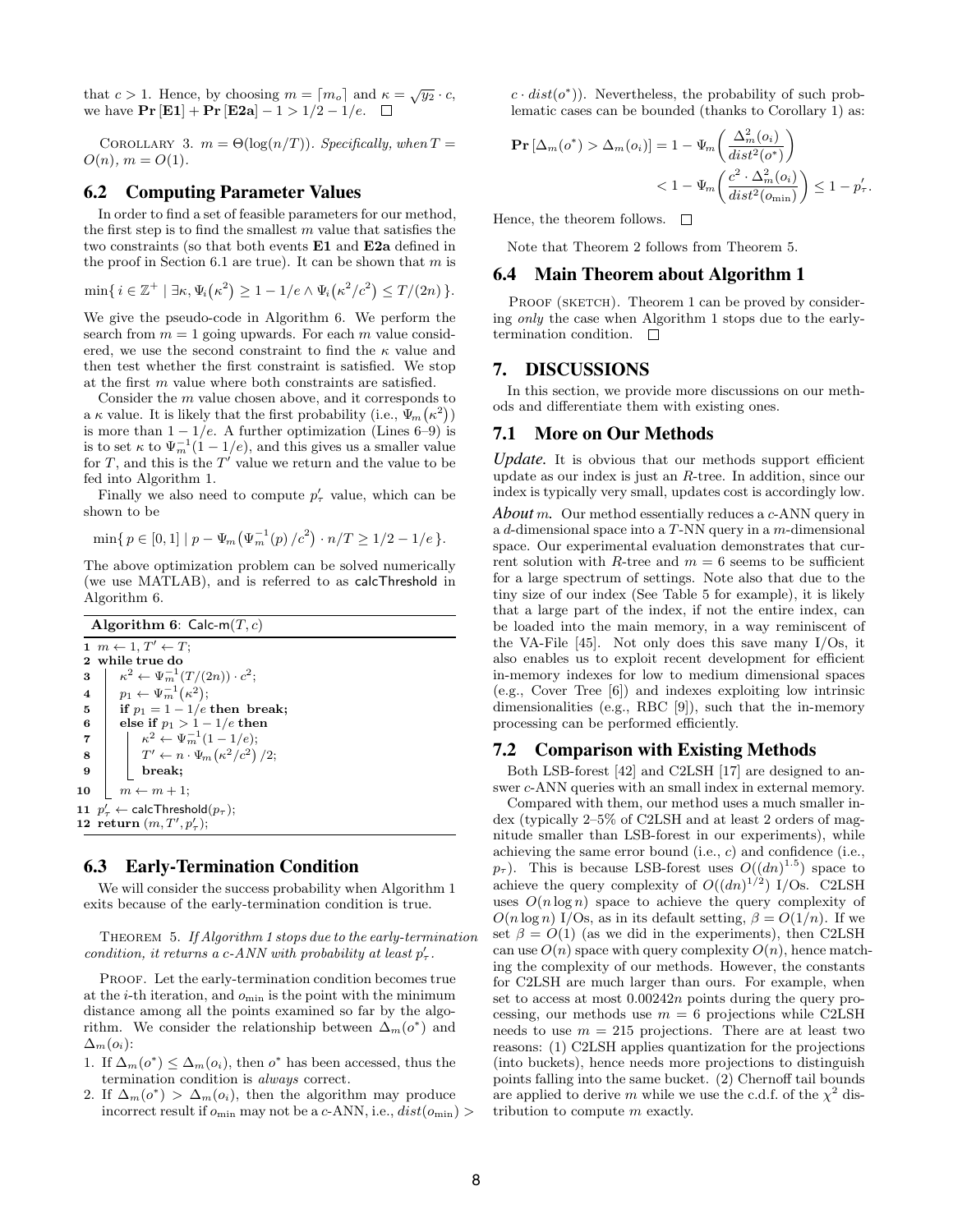that $c > 1$. Hence, by choosing $m = \lceil m_o \rceil$ and $\kappa = \sqrt{y_2} \cdot c$, we have $\mathbf{Pr}[\mathbf{E1}] + \mathbf{Pr}[\mathbf{E2a}] - 1 > 1/2 - 1/e$. $\square$

COROLLARY 3. *$m = \Theta(\log(n/T))$. Specifically, when $T = O(n)$, $m = O(1)$.*

## 6.2 Computing Parameter Values

In order to find a set of feasible parameters for our method, the first step is to find the smallest $m$ value that satisfies the two constraints (so that both events **E1** and **E2a** defined in the proof in Section 6.1 are true). It can be shown that $m$ is

$$\min\{\, i \in \mathbb{Z}^+ \mid \exists \kappa, \Psi_i(\kappa^2) \geq 1 - 1/e \wedge \Psi_i(\kappa^2/c^2) \leq T/(2n) \,\}.$$

We give the pseudo-code in Algorithm 6. We perform the search from $m = 1$ going upwards. For each $m$ value considered, we use the second constraint to find the $\kappa$ value and then test whether the first constraint is satisfied. We stop at the first $m$ value where both constraints are satisfied.

Consider the $m$ value chosen above, and it corresponds to a $\kappa$ value. It is likely that the first probability (i.e., $\Psi_m(\kappa^2)$) is more than $1 - 1/e$. A further optimization (Lines 6–9) is is to set $\kappa$ to $\Psi_m^{-1}(1 - 1/e)$, and this gives us a smaller value for $T$, and this is the $T'$ value we return and the value to be fed into Algorithm 1.

Finally we also need to compute $p'_\tau$ value, which can be shown to be

$$\min\{\, p \in [0, 1] \mid p - \Psi_m\left(\Psi_m^{-1}(p)/c^2\right) \cdot n/T \geq 1/2 - 1/e \,\}.$$

The above optimization problem can be solved numerically (we use MATLAB), and is referred to as calcThreshold in Algorithm 6.

**Algorithm 6**: Calc-m$(T, c)$

```
1  m ← 1, T' ← T;
2  while true do
3      κ² ← Ψ_m^{-1}(T/(2n)) · c²;
4      p_1 ← Ψ_m^{-1}(κ²);
5      if p_1 = 1 − 1/e then break;
6      else if p_1 > 1 − 1/e then
7          κ² ← Ψ_m^{-1}(1 − 1/e);
8          T' ← n · Ψ_m(κ²/c²)/2;
9          break;
10     m ← m + 1;
11 p'_τ ← calcThreshold(p_τ);
12 return (m, T', p'_τ);
```

## 6.3 Early-Termination Condition

We will consider the success probability when Algorithm 1 exits because of the early-termination condition is true.

THEOREM 5. *If Algorithm 1 stops due to the early-termination condition, it returns a $c$-ANN with probability at least $p'_\tau$.*

PROOF. Let the early-termination condition becomes true at the $i$-th iteration, and $o_{\min}$ is the point with the minimum distance among all the points examined so far by the algorithm. We consider the relationship between $\Delta_m(o^*)$ and $\Delta_m(o_i)$:

1. If $\Delta_m(o^*) \leq \Delta_m(o_i)$, then $o^*$ has been accessed, thus the termination condition is *always* correct.
2. If $\Delta_m(o^*) > \Delta_m(o_i)$, then the algorithm may produce incorrect result if $o_{\min}$ may not be a $c$-ANN, i.e., $dist(o_{\min}) > c \cdot dist(o^*)$). Nevertheless, the probability of such problematic cases can be bounded (thanks to Corollary 1) as:

$$\mathbf{Pr}[\Delta_m(o^*) > \Delta_m(o_i)] = 1 - \Psi_m\left(\frac{\Delta_m^2(o_i)}{dist^2(o^*)}\right) < 1 - \Psi_m\left(\frac{c^2 \cdot \Delta_m^2(o_i)}{dist^2(o_{\min})}\right) \leq 1 - p'_\tau.$$

Hence, the theorem follows. $\square$

Note that Theorem 2 follows from Theorem 5.

## 6.4 Main Theorem about Algorithm 1

PROOF (SKETCH). Theorem 1 can be proved by considering *only* the case when Algorithm 1 stops due to the early-termination condition. $\square$

# 7. DISCUSSIONS

In this section, we provide more discussions on our methods and differentiate them with existing ones.

## 7.1 More on Our Methods

***Update.*** It is obvious that our methods support efficient update as our index is just an $R$-tree. In addition, since our index is typically very small, updates cost is accordingly low.

***About $m$.*** Our method essentially reduces a $c$-ANN query in a $d$-dimensional space into a $T$-NN query in a $m$-dimensional space. Our experimental evaluation demonstrates that current solution with $R$-tree and $m = 6$ seems to be sufficient for a large spectrum of settings. Note also that due to the tiny size of our index (See Table 5 for example), it is likely that a large part of the index, if not the entire index, can be loaded into the main memory, in a way reminiscent of the VA-File [45]. Not only does this save many I/Os, it also enables us to exploit recent development for efficient in-memory indexes for low to medium dimensional spaces (e.g., Cover Tree [6]) and indexes exploiting low intrinsic dimensionalities (e.g., RBC [9]), such that the in-memory processing can be performed efficiently.

## 7.2 Comparison with Existing Methods

Both LSB-forest [42] and C2LSH [17] are designed to answer $c$-ANN queries with an small index in external memory.

Compared with them, our method uses a much smaller index (typically 2–5% of C2LSH and at least 2 orders of magnitude smaller than LSB-forest in our experiments), while achieving the same error bound (i.e., $c$) and confidence (i.e., $p_\tau$). This is because LSB-forest uses $O((dn)^{1.5})$ space to achieve the query complexity of $O((dn)^{1/2})$ I/Os. C2LSH uses $O(n \log n)$ space to achieve the query complexity of $O(n \log n)$ I/Os, as in its default setting, $\beta = O(1/n)$. If we set $\beta = O(1)$ (as we did in the experiments), then C2LSH can use $O(n)$ space with query complexity $O(n)$, hence matching the complexity of our methods. However, the constants for C2LSH are much larger than ours. For example, when set to access at most $0.00242n$ points during the query processing, our methods use $m = 6$ projections while C2LSH needs to use $m = 215$ projections. There are at least two reasons: (1) C2LSH applies quantization for the projections (into buckets), hence needs more projections to distinguish points falling into the same bucket. (2) Chernoff tail bounds are applied to derive $m$ while we use the c.d.f. of the $\chi^2$ distribution to compute $m$ exactly.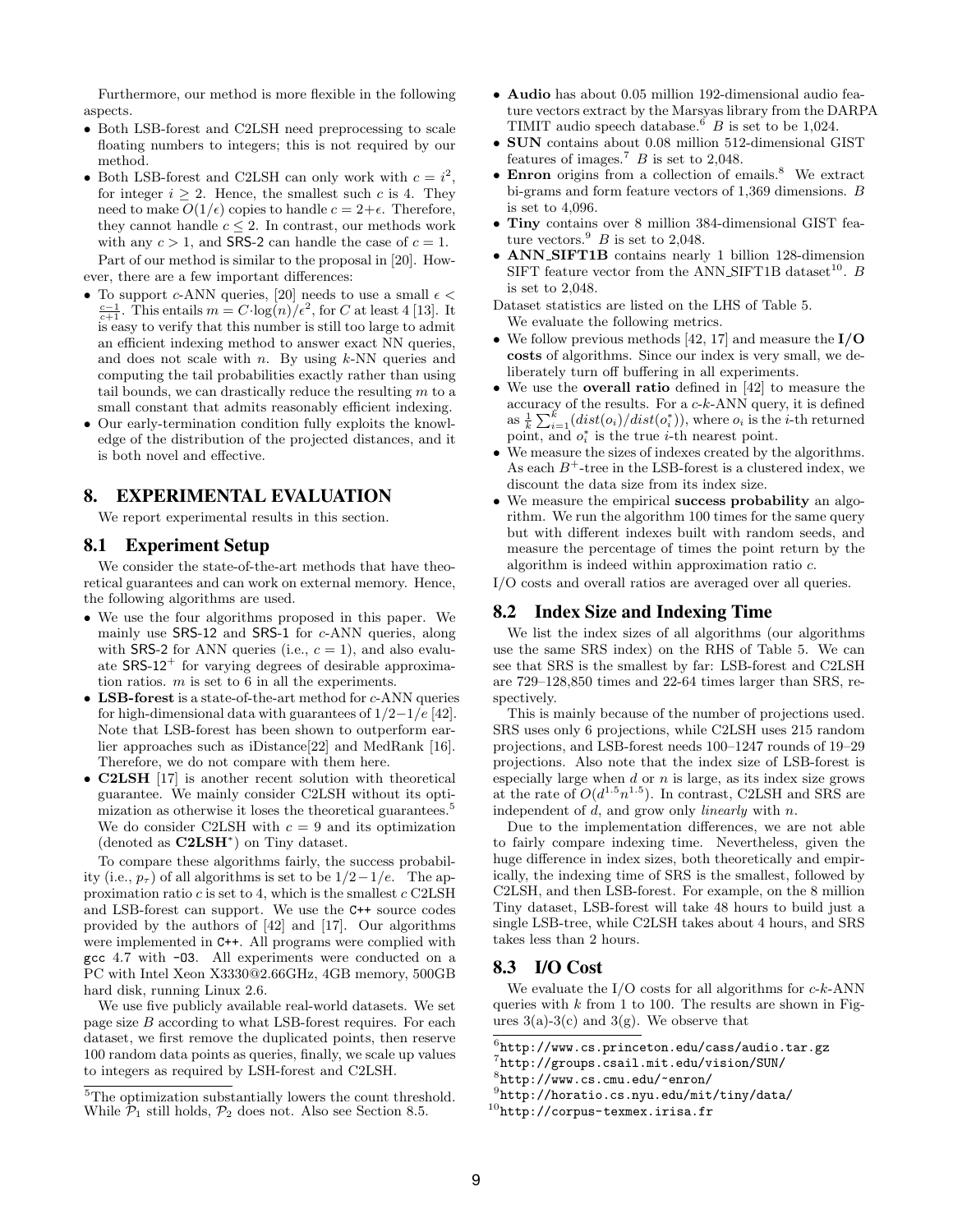Furthermore, our method is more flexible in the following aspects.

- Both LSB-forest and C2LSH need preprocessing to scale floating numbers to integers; this is not required by our method.
- Both LSB-forest and C2LSH can only work with $c = i^2$, for integer $i \geq 2$. Hence, the smallest such $c$ is 4. They need to make $O(1/\epsilon)$ copies to handle $c = 2+\epsilon$. Therefore, they cannot handle $c \leq 2$. In contrast, our methods work with any $c > 1$, and SRS-2 can handle the case of $c = 1$.

Part of our method is similar to the proposal in [20]. However, there are a few important differences:

- To support $c$-ANN queries, [20] needs to use a small $\epsilon < \frac{c-1}{c+1}$. This entails $m = C \cdot \log(n)/\epsilon^2$, for $C$ at least 4 [13]. It is easy to verify that this number is still too large to admit an efficient indexing method to answer exact NN queries, and does not scale with $n$. By using $k$-NN queries and computing the tail probabilities exactly rather than using tail bounds, we can drastically reduce the resulting $m$ to a small constant that admits reasonably efficient indexing.
- Our early-termination condition fully exploits the knowledge of the distribution of the projected distances, and it is both novel and effective.

## 8. EXPERIMENTAL EVALUATION

We report experimental results in this section.

### 8.1 Experiment Setup

We consider the state-of-the-art methods that have theoretical guarantees and can work on external memory. Hence, the following algorithms are used.

- We use the four algorithms proposed in this paper. We mainly use SRS-12 and SRS-1 for $c$-ANN queries, along with SRS-2 for ANN queries (i.e., $c = 1$), and also evaluate SRS-12$^+$ for varying degrees of desirable approximation ratios. $m$ is set to 6 in all the experiments.
- **LSB-forest** is a state-of-the-art method for $c$-ANN queries for high-dimensional data with guarantees of $1/2 - 1/e$ [42]. Note that LSB-forest has been shown to outperform earlier approaches such as iDistance[22] and MedRank [16]. Therefore, we do not compare with them here.
- **C2LSH** [17] is another recent solution with theoretical guarantee. We mainly consider C2LSH without its optimization as otherwise it loses the theoretical guarantees.[5] We do consider C2LSH with $c = 9$ and its optimization (denoted as **C2LSH**$^*$) on Tiny dataset.

To compare these algorithms fairly, the success probability (i.e., $p_\tau$) of all algorithms is set to be $1/2 - 1/e$. The approximation ratio $c$ is set to 4, which is the smallest $c$ C2LSH and LSB-forest can support. We use the C++ source codes provided by the authors of [42] and [17]. Our algorithms were implemented in C++. All programs were complied with gcc 4.7 with -O3. All experiments were conducted on a PC with Intel Xeon X3330@2.66GHz, 4GB memory, 500GB hard disk, running Linux 2.6.

We use five publicly available real-world datasets. We set page size $B$ according to what LSB-forest requires. For each dataset, we first remove the duplicated points, then reserve 100 random data points as queries, finally, we scale up values to integers as required by LSH-forest and C2LSH.

- **Audio** has about 0.05 million 192-dimensional audio feature vectors extract by the Marsyas library from the DARPA TIMIT audio speech database.[6] $B$ is set to be 1,024.
- **SUN** contains about 0.08 million 512-dimensional GIST features of images.[7] $B$ is set to 2,048.
- **Enron** origins from a collection of emails.[8] We extract bi-grams and form feature vectors of 1,369 dimensions. $B$ is set to 4,096.
- **Tiny** contains over 8 million 384-dimensional GIST feature vectors.[9] $B$ is set to 2,048.
- **ANN_SIFT1B** contains nearly 1 billion 128-dimension SIFT feature vector from the ANN_SIFT1B dataset[10]. $B$ is set to 2,048.

Dataset statistics are listed on the LHS of Table 5.

We evaluate the following metrics.

- We follow previous methods [42, 17] and measure the **I/O costs** of algorithms. Since our index is very small, we deliberately turn off buffering in all experiments.
- We use the **overall ratio** defined in [42] to measure the accuracy of the results. For a $c$-$k$-ANN query, it is defined as $\frac{1}{k}\sum_{i=1}^{k}(dist(o_i)/dist(o_i^*))$, where $o_i$ is the $i$-th returned point, and $o_i^*$ is the true $i$-th nearest point.
- We measure the sizes of indexes created by the algorithms. As each $B^+$-tree in the LSB-forest is a clustered index, we discount the data size from its index size.
- We measure the empirical **success probability** an algorithm. We run the algorithm 100 times for the same query but with different indexes built with random seeds, and measure the percentage of times the point return by the algorithm is indeed within approximation ratio $c$.

I/O costs and overall ratios are averaged over all queries.

### 8.2 Index Size and Indexing Time

We list the index sizes of all algorithms (our algorithms use the same SRS index) on the RHS of Table 5. We can see that SRS is the smallest by far: LSB-forest and C2LSH are 729–128,850 times and 22-64 times larger than SRS, respectively.

This is mainly because of the number of projections used. SRS uses only 6 projections, while C2LSH uses 215 random projections, and LSB-forest needs 100–1247 rounds of 19–29 projections. Also note that the index size of LSB-forest is especially large when $d$ or $n$ is large, as its index size grows at the rate of $O(d^{1.5}n^{1.5})$. In contrast, C2LSH and SRS are independent of $d$, and grow only *linearly* with $n$.

Due to the implementation differences, we are not able to fairly compare indexing time. Nevertheless, given the huge difference in index sizes, both theoretically and empirically, the indexing time of SRS is the smallest, followed by C2LSH, and then LSB-forest. For example, on the 8 million Tiny dataset, LSB-forest will take 48 hours to build just a single LSB-tree, while C2LSH takes about 4 hours, and SRS takes less than 2 hours.

### 8.3 I/O Cost

We evaluate the I/O costs for all algorithms for $c$-$k$-ANN queries with $k$ from 1 to 100. The results are shown in Figures 3(a)-3(c) and 3(g). We observe that

---

[5] The optimization substantially lowers the count threshold. While $\mathcal{P}_1$ still holds, $\mathcal{P}_2$ does not. Also see Section 8.5.

[6] http://www.cs.princeton.edu/cass/audio.tar.gz

[7] http://groups.csail.mit.edu/vision/SUN/

[8] http://www.cs.cmu.edu/~enron/

[9] http://horatio.cs.nyu.edu/mit/tiny/data/

[10] http://corpus-texmex.irisa.fr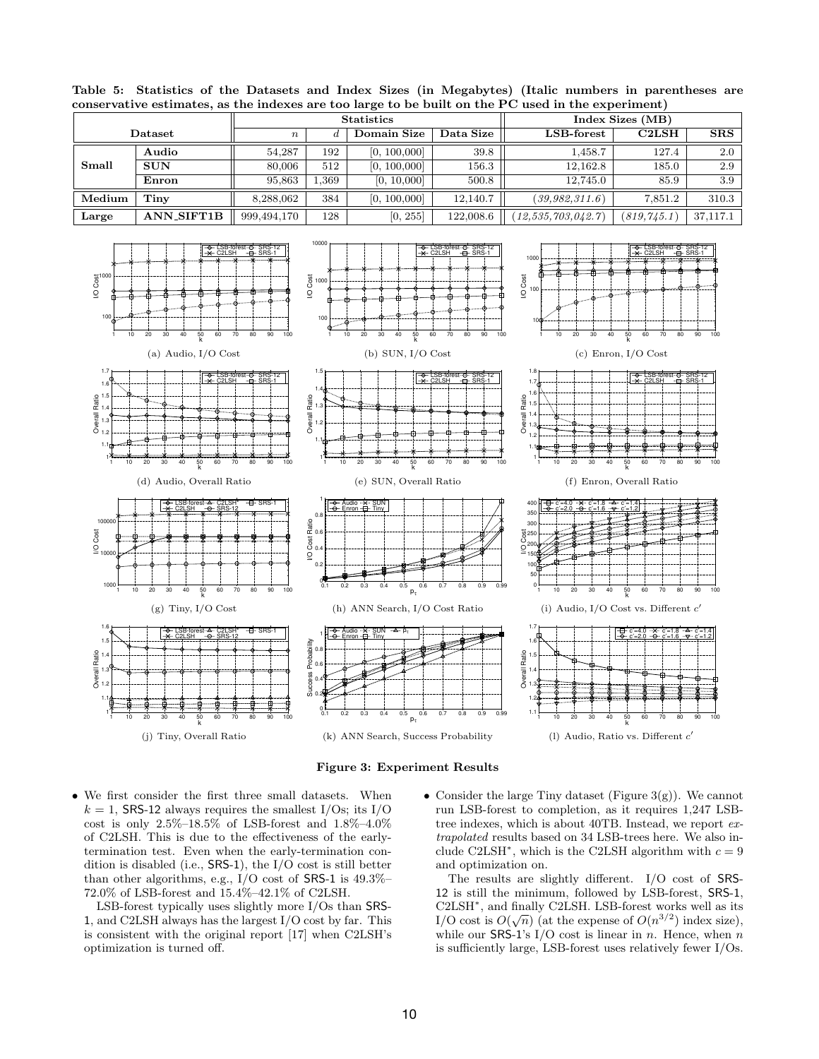**Table 5: Statistics of the Datasets and Index Sizes (in Megabytes) (Italic numbers in parentheses are conservative estimates, as the indexes are too large to be built on the PC used in the experiment)**

| Dataset | | Statistics | | | | Index Sizes (MB) | | |
|---|---|---|---|---|---|---|---|---|
| | | $n$ | $d$ | Domain Size | Data Size | LSB-forest | C2LSH | SRS |
| **Small** | **Audio** | 54,287 | 192 | [0, 100,000] | 39.8 | 1,458.7 | 127.4 | 2.0 |
| | **SUN** | 80,006 | 512 | [0, 100,000] | 156.3 | 12,162.8 | 185.0 | 2.9 |
| | **Enron** | 95,863 | 1,369 | [0, 10,000] | 500.8 | 12,745.0 | 85.9 | 3.9 |
| **Medium** | **Tiny** | 8,288,062 | 384 | [0, 100,000] | 12,140.7 | (*39,982,311.6*) | 7,851.2 | 310.3 |
| **Large** | **ANN_SIFT1B** | 999,494,170 | 128 | [0, 255] | 122,008.6 | (*12,535,703,042.7*) | (*819,745.1*) | 37,117.1 |

(a) Audio, I/O Cost

(b) SUN, I/O Cost

(c) Enron, I/O Cost

(d) Audio, Overall Ratio

(e) SUN, Overall Ratio

(f) Enron, Overall Ratio

(g) Tiny, I/O Cost

(h) ANN Search, I/O Cost Ratio

(i) Audio, I/O Cost vs. Different $c'$

(j) Tiny, Overall Ratio

(k) ANN Search, Success Probability

(l) Audio, Ratio vs. Different $c'$

**Figure 3: Experiment Results**

- We first consider the first three small datasets. When $k = 1$, SRS-12 always requires the smallest I/Os; its I/O cost is only 2.5%–18.5% of LSB-forest and 1.8%–4.0% of C2LSH. This is due to the effectiveness of the early-termination test. Even when the early-termination condition is disabled (i.e., SRS-1), the I/O cost is still better than other algorithms, e.g., I/O cost of SRS-1 is 49.3%–72.0% of LSB-forest and 15.4%–42.1% of C2LSH.

  LSB-forest typically uses slightly more I/Os than SRS-1, and C2LSH always has the largest I/O cost by far. This is consistent with the original report [17] when C2LSH's optimization is turned off.

- Consider the large Tiny dataset (Figure 3(g)). We cannot run LSB-forest to completion, as it requires 1,247 LSB-tree indexes, which is about 40TB. Instead, we report *extrapolated* results based on 34 LSB-trees here. We also include C2LSH*, which is the C2LSH algorithm with $c = 9$ and optimization on.

  The results are slightly different. I/O cost of SRS-12 is still the minimum, followed by LSB-forest, SRS-1, C2LSH*, and finally C2LSH. LSB-forest works well as its I/O cost is $O(\sqrt{n})$ (at the expense of $O(n^{3/2})$ index size), while our SRS-1's I/O cost is linear in $n$. Hence, when $n$ is sufficiently large, LSB-forest uses relatively fewer I/Os.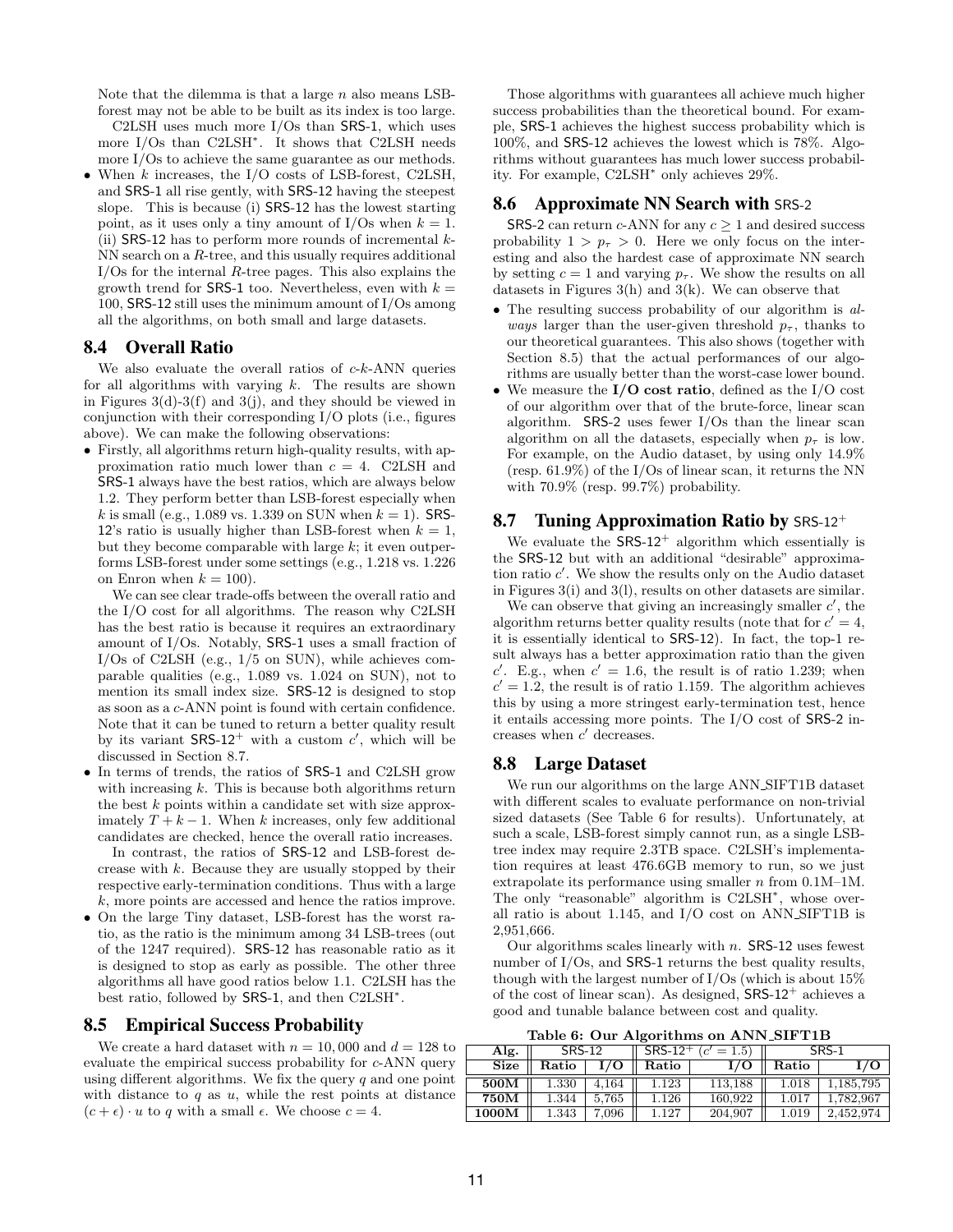Note that the dilemma is that a large $n$ also means LSB-forest may not be able to be built as its index is too large.

C2LSH uses much more I/Os than SRS-1, which uses more I/Os than C2LSH*. It shows that C2LSH needs more I/Os to achieve the same guarantee as our methods.

- When $k$ increases, the I/O costs of LSB-forest, C2LSH, and SRS-1 all rise gently, with SRS-12 having the steepest slope. This is because (i) SRS-12 has the lowest starting point, as it uses only a tiny amount of I/Os when $k = 1$. (ii) SRS-12 has to perform more rounds of incremental $k$-NN search on a $R$-tree, and this usually requires additional I/Os for the internal $R$-tree pages. This also explains the growth trend for SRS-1 too. Nevertheless, even with $k = 100$, SRS-12 still uses the minimum amount of I/Os among all the algorithms, on both small and large datasets.

## 8.4 Overall Ratio

We also evaluate the overall ratios of $c$-$k$-ANN queries for all algorithms with varying $k$. The results are shown in Figures 3(d)-3(f) and 3(j), and they should be viewed in conjunction with their corresponding I/O plots (i.e., figures above). We can make the following observations:

- Firstly, all algorithms return high-quality results, with approximation ratio much lower than $c = 4$. C2LSH and SRS-1 always have the best ratios, which are always below 1.2. They perform better than LSB-forest especially when $k$ is small (e.g., 1.089 vs. 1.339 on SUN when $k = 1$). SRS-12's ratio is usually higher than LSB-forest when $k = 1$, but they become comparable with large $k$; it even outperforms LSB-forest under some settings (e.g., 1.218 vs. 1.226 on Enron when $k = 100$).

  We can see clear trade-offs between the overall ratio and the I/O cost for all algorithms. The reason why C2LSH has the best ratio is because it requires an extraordinary amount of I/Os. Notably, SRS-1 uses a small fraction of I/Os of C2LSH (e.g., 1/5 on SUN), while achieves comparable qualities (e.g., 1.089 vs. 1.024 on SUN), not to mention its small index size. SRS-12 is designed to stop as soon as a $c$-ANN point is found with certain confidence. Note that it can be tuned to return a better quality result by its variant SRS-12$^+$ with a custom $c'$, which will be discussed in Section 8.7.

- In terms of trends, the ratios of SRS-1 and C2LSH grow with increasing $k$. This is because both algorithms return the best $k$ points within a candidate set with size approximately $T + k - 1$. When $k$ increases, only few additional candidates are checked, hence the overall ratio increases.

  In contrast, the ratios of SRS-12 and LSB-forest decrease with $k$. Because they are usually stopped by their respective early-termination conditions. Thus with a large $k$, more points are accessed and hence the ratios improve.

- On the large Tiny dataset, LSB-forest has the worst ratio, as the ratio is the minimum among 34 LSB-trees (out of the 1247 required). SRS-12 has reasonable ratio as it is designed to stop as early as possible. The other three algorithms all have good ratios below 1.1. C2LSH has the best ratio, followed by SRS-1, and then C2LSH*.

## 8.5 Empirical Success Probability

We create a hard dataset with $n = 10,000$ and $d = 128$ to evaluate the empirical success probability for $c$-ANN query using different algorithms. We fix the query $q$ and one point with distance to $q$ as $u$, while the rest points at distance $(c + \epsilon) \cdot u$ to $q$ with a small $\epsilon$. We choose $c = 4$.

Those algorithms with guarantees all achieve much higher success probabilities than the theoretical bound. For example, SRS-1 achieves the highest success probability which is 100%, and SRS-12 achieves the lowest which is 78%. Algorithms without guarantees has much lower success probability. For example, C2LSH* only achieves 29%.

## 8.6 Approximate NN Search with SRS-2

SRS-2 can return $c$-ANN for any $c \geq 1$ and desired success probability $1 > p_\tau > 0$. Here we only focus on the interesting and also the hardest case of approximate NN search by setting $c = 1$ and varying $p_\tau$. We show the results on all datasets in Figures 3(h) and 3(k). We can observe that

- The resulting success probability of our algorithm is *always* larger than the user-given threshold $p_\tau$, thanks to our theoretical guarantees. This also shows (together with Section 8.5) that the actual performances of our algorithms are usually better than the worst-case lower bound.
- We measure the **I/O cost ratio**, defined as the I/O cost of our algorithm over that of the brute-force, linear scan algorithm. SRS-2 uses fewer I/Os than the linear scan algorithm on all the datasets, especially when $p_\tau$ is low. For example, on the Audio dataset, by using only 14.9% (resp. 61.9%) of the I/Os of linear scan, it returns the NN with 70.9% (resp. 99.7%) probability.

## 8.7 Tuning Approximation Ratio by SRS-12$^+$

We evaluate the SRS-12$^+$ algorithm which essentially is the SRS-12 but with an additional "desirable" approximation ratio $c'$. We show the results only on the Audio dataset in Figures 3(i) and 3(l), results on other datasets are similar.

We can observe that giving an increasingly smaller $c'$, the algorithm returns better quality results (note that for $c' = 4$, it is essentially identical to SRS-12). In fact, the top-1 result always has a better approximation ratio than the given $c'$. E.g., when $c' = 1.6$, the result is of ratio 1.239; when $c' = 1.2$, the result is of ratio 1.159. The algorithm achieves this by using a more stringest early-termination test, hence it entails accessing more points. The I/O cost of SRS-2 increases when $c'$ decreases.

## 8.8 Large Dataset

We run our algorithms on the large ANN_SIFT1B dataset with different scales to evaluate performance on non-trivial sized datasets (See Table 6 for results). Unfortunately, at such a scale, LSB-forest simply cannot run, as a single LSB-tree index may require 2.3TB space. C2LSH's implementation requires at least 476.6GB memory to run, so we just extrapolate its performance using smaller $n$ from 0.1M–1M. The only "reasonable" algorithm is C2LSH*, whose overall ratio is about 1.145, and I/O cost on ANN_SIFT1B is 2,951,666.

Our algorithms scales linearly with $n$. SRS-12 uses fewest number of I/Os, and SRS-1 returns the best quality results, though with the largest number of I/Os (which is about 15% of the cost of linear scan). As designed, SRS-12$^+$ achieves a good and tunable balance between cost and quality.

**Table 6: Our Algorithms on ANN_SIFT1B**

| Alg. | SRS-12 | | SRS-12$^+$ ($c' = 1.5$) | | SRS-1 | |
|---|---|---|---|---|---|---|
| **Size** | **Ratio** | **I/O** | **Ratio** | **I/O** | **Ratio** | **I/O** |
| **500M** | 1.330 | 4,164 | 1.123 | 113,188 | 1.018 | 1,185,795 |
| **750M** | 1.344 | 5,765 | 1.126 | 160,922 | 1.017 | 1,782,967 |
| **1000M** | 1.343 | 7,096 | 1.127 | 204,907 | 1.019 | 2,452,974 |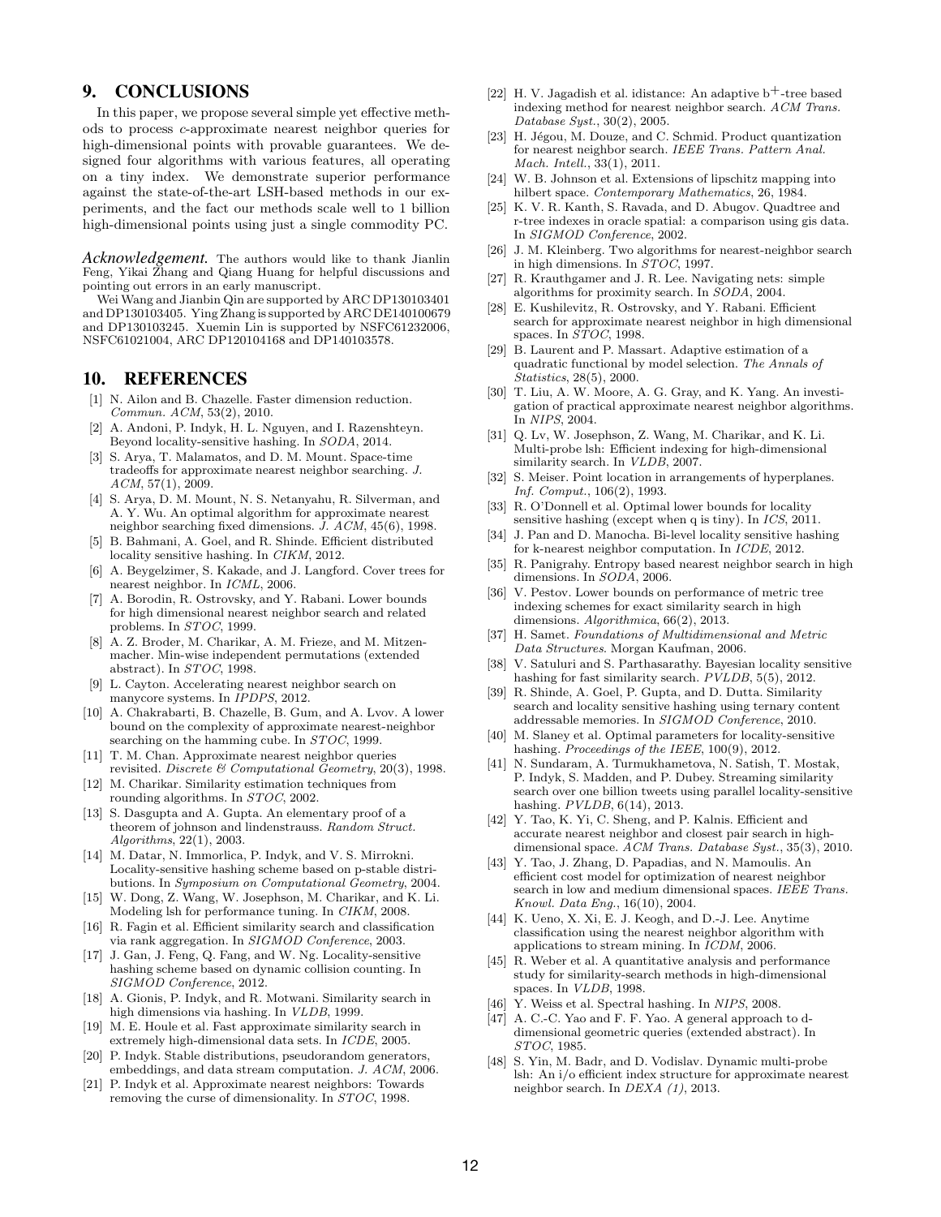## 9. CONCLUSIONS

In this paper, we propose several simple yet effective methods to process $c$-approximate nearest neighbor queries for high-dimensional points with provable guarantees. We designed four algorithms with various features, all operating on a tiny index. We demonstrate superior performance against the state-of-the-art LSH-based methods in our experiments, and the fact our methods scale well to 1 billion high-dimensional points using just a single commodity PC.

***Acknowledgement.*** The authors would like to thank Jianlin Feng, Yikai Zhang and Qiang Huang for helpful discussions and pointing out errors in an early manuscript.

Wei Wang and Jianbin Qin are supported by ARC DP130103401 and DP130103405. Ying Zhang is supported by ARC DE140100679 and DP130103245. Xuemin Lin is supported by NSFC61232006, NSFC61021004, ARC DP120104168 and DP140103578.

## 10. REFERENCES

[1] N. Ailon and B. Chazelle. Faster dimension reduction. *Commun. ACM*, 53(2), 2010.

[2] A. Andoni, P. Indyk, H. L. Nguyen, and I. Razenshteyn. Beyond locality-sensitive hashing. In *SODA*, 2014.

[3] S. Arya, T. Malamatos, and D. M. Mount. Space-time tradeoffs for approximate nearest neighbor searching. *J. ACM*, 57(1), 2009.

[4] S. Arya, D. M. Mount, N. S. Netanyahu, R. Silverman, and A. Y. Wu. An optimal algorithm for approximate nearest neighbor searching fixed dimensions. *J. ACM*, 45(6), 1998.

[5] B. Bahmani, A. Goel, and R. Shinde. Efficient distributed locality sensitive hashing. In *CIKM*, 2012.

[6] A. Beygelzimer, S. Kakade, and J. Langford. Cover trees for nearest neighbor. In *ICML*, 2006.

[7] A. Borodin, R. Ostrovsky, and Y. Rabani. Lower bounds for high dimensional nearest neighbor search and related problems. In *STOC*, 1999.

[8] A. Z. Broder, M. Charikar, A. M. Frieze, and M. Mitzenmacher. Min-wise independent permutations (extended abstract). In *STOC*, 1998.

[9] L. Cayton. Accelerating nearest neighbor search on manycore systems. In *IPDPS*, 2012.

[10] A. Chakrabarti, B. Chazelle, B. Gum, and A. Lvov. A lower bound on the complexity of approximate nearest-neighbor searching on the hamming cube. In *STOC*, 1999.

[11] T. M. Chan. Approximate nearest neighbor queries revisited. *Discrete & Computational Geometry*, 20(3), 1998.

[12] M. Charikar. Similarity estimation techniques from rounding algorithms. In *STOC*, 2002.

[13] S. Dasgupta and A. Gupta. An elementary proof of a theorem of johnson and lindenstrauss. *Random Struct. Algorithms*, 22(1), 2003.

[14] M. Datar, N. Immorlica, P. Indyk, and V. S. Mirrokni. Locality-sensitive hashing scheme based on p-stable distributions. In *Symposium on Computational Geometry*, 2004.

[15] W. Dong, Z. Wang, W. Josephson, M. Charikar, and K. Li. Modeling lsh for performance tuning. In *CIKM*, 2008.

[16] R. Fagin et al. Efficient similarity search and classification via rank aggregation. In *SIGMOD Conference*, 2003.

[17] J. Gan, J. Feng, Q. Fang, and W. Ng. Locality-sensitive hashing scheme based on dynamic collision counting. In *SIGMOD Conference*, 2012.

[18] A. Gionis, P. Indyk, and R. Motwani. Similarity search in high dimensions via hashing. In *VLDB*, 1999.

[19] M. E. Houle et al. Fast approximate similarity search in extremely high-dimensional data sets. In *ICDE*, 2005.

[20] P. Indyk. Stable distributions, pseudorandom generators, embeddings, and data stream computation. *J. ACM*, 2006.

[21] P. Indyk et al. Approximate nearest neighbors: Towards removing the curse of dimensionality. In *STOC*, 1998.

[22] H. V. Jagadish et al. idistance: An adaptive $b^+$-tree based indexing method for nearest neighbor search. *ACM Trans. Database Syst.*, 30(2), 2005.

[23] H. Jégou, M. Douze, and C. Schmid. Product quantization for nearest neighbor search. *IEEE Trans. Pattern Anal. Mach. Intell.*, 33(1), 2011.

[24] W. B. Johnson et al. Extensions of lipschitz mapping into hilbert space. *Contemporary Mathematics*, 26, 1984.

[25] K. V. R. Kanth, S. Ravada, and D. Abugov. Quadtree and r-tree indexes in oracle spatial: a comparison using gis data. In *SIGMOD Conference*, 2002.

[26] J. M. Kleinberg. Two algorithms for nearest-neighbor search in high dimensions. In *STOC*, 1997.

[27] R. Krauthgamer and J. R. Lee. Navigating nets: simple algorithms for proximity search. In *SODA*, 2004.

[28] E. Kushilevitz, R. Ostrovsky, and Y. Rabani. Efficient search for approximate nearest neighbor in high dimensional spaces. In *STOC*, 1998.

[29] B. Laurent and P. Massart. Adaptive estimation of a quadratic functional by model selection. *The Annals of Statistics*, 28(5), 2000.

[30] T. Liu, A. W. Moore, A. G. Gray, and K. Yang. An investigation of practical approximate nearest neighbor algorithms. In *NIPS*, 2004.

[31] Q. Lv, W. Josephson, Z. Wang, M. Charikar, and K. Li. Multi-probe lsh: Efficient indexing for high-dimensional similarity search. In *VLDB*, 2007.

[32] S. Meiser. Point location in arrangements of hyperplanes. *Inf. Comput.*, 106(2), 1993.

[33] R. O'Donnell et al. Optimal lower bounds for locality sensitive hashing (except when q is tiny). In *ICS*, 2011.

[34] J. Pan and D. Manocha. Bi-level locality sensitive hashing for k-nearest neighbor computation. In *ICDE*, 2012.

[35] R. Panigrahy. Entropy based nearest neighbor search in high dimensions. In *SODA*, 2006.

[36] V. Pestov. Lower bounds on performance of metric tree indexing schemes for exact similarity search in high dimensions. *Algorithmica*, 66(2), 2013.

[37] H. Samet. *Foundations of Multidimensional and Metric Data Structures*. Morgan Kaufman, 2006.

[38] V. Satuluri and S. Parthasarathy. Bayesian locality sensitive hashing for fast similarity search. *PVLDB*, 5(5), 2012.

[39] R. Shinde, A. Goel, P. Gupta, and D. Dutta. Similarity search and locality sensitive hashing using ternary content addressable memories. In *SIGMOD Conference*, 2010.

[40] M. Slaney et al. Optimal parameters for locality-sensitive hashing. *Proceedings of the IEEE*, 100(9), 2012.

[41] N. Sundaram, A. Turmukhametova, N. Satish, T. Mostak, P. Indyk, S. Madden, and P. Dubey. Streaming similarity search over one billion tweets using parallel locality-sensitive hashing. *PVLDB*, 6(14), 2013.

[42] Y. Tao, K. Yi, C. Sheng, and P. Kalnis. Efficient and accurate nearest neighbor and closest pair search in high-dimensional space. *ACM Trans. Database Syst.*, 35(3), 2010.

[43] Y. Tao, J. Zhang, D. Papadias, and N. Mamoulis. An efficient cost model for optimization of nearest neighbor search in low and medium dimensional spaces. *IEEE Trans. Knowl. Data Eng.*, 16(10), 2004.

[44] K. Ueno, X. Xi, E. J. Keogh, and D.-J. Lee. Anytime classification using the nearest neighbor algorithm with applications to stream mining. In *ICDM*, 2006.

[45] R. Weber et al. A quantitative analysis and performance study for similarity-search methods in high-dimensional spaces. In *VLDB*, 1998.

[46] Y. Weiss et al. Spectral hashing. In *NIPS*, 2008.

[47] A. C.-C. Yao and F. F. Yao. A general approach to d-dimensional geometric queries (extended abstract). In *STOC*, 1985.

[48] S. Yin, M. Badr, and D. Vodislav. Dynamic multi-probe lsh: An i/o efficient index structure for approximate nearest neighbor search. In *DEXA (1)*, 2013.